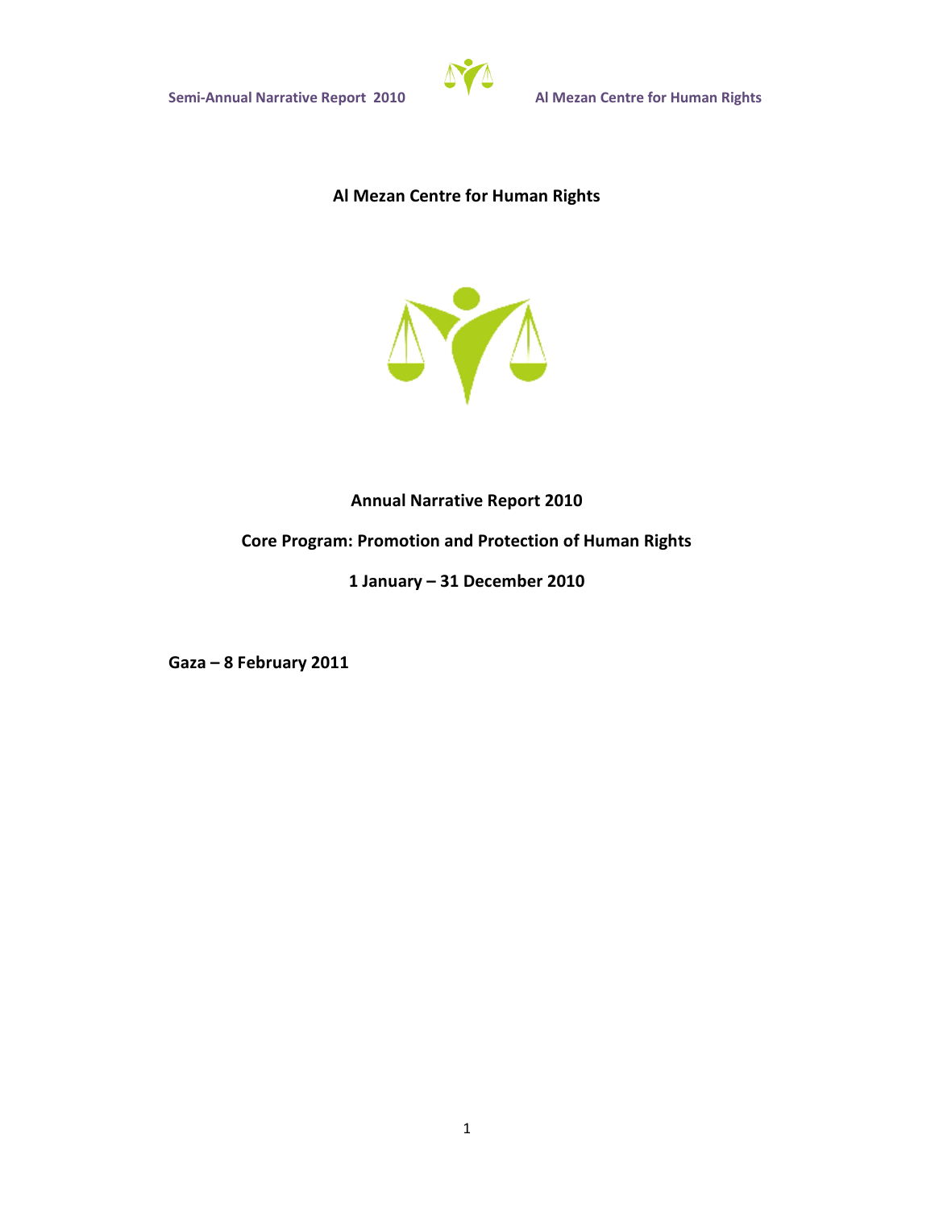# Al Mezan Centre for Human Rights

## Annual Narrative Report 2010

## Core Program: Promotion and Protection of Human Rights

## 1 January – 31 December 2010

**Gaza – 8 February 2011**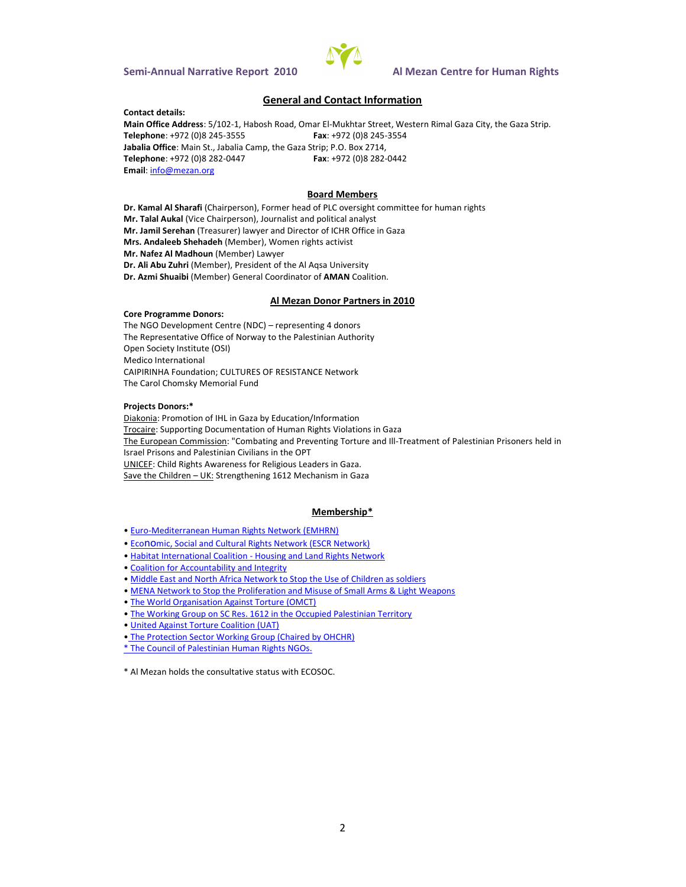## General and Contact Information

**Contact details:**

**Main Office Address**: 5/102-1, Habosh Road, Omar El-Mukhtar Street, Western Rimal Gaza City, the Gaza Strip.
**Telephone**: +972 (0)8 245-3555 **Fax**: +972 (0)8 245-3554
**Jabalia Office**: Main St., Jabalia Camp, the Gaza Strip; P.O. Box 2714,
**Telephone**: +972 (0)8 282-0447 **Fax**: +972 (0)8 282-0442
**Email**: info@mezan.org

## Board Members

**Dr. Kamal Al Sharafi** (Chairperson), Former head of PLC oversight committee for human rights
**Mr. Talal Aukal** (Vice Chairperson), Journalist and political analyst
**Mr. Jamil Serehan** (Treasurer) lawyer and Director of ICHR Office in Gaza
**Mrs. Andaleeb Shehadeh** (Member), Women rights activist
**Mr. Nafez Al Madhoun** (Member) Lawyer
**Dr. Ali Abu Zuhri** (Member), President of the Al Aqsa University
**Dr. Azmi Shuaibi** (Member) General Coordinator of **AMAN** Coalition.

## Al Mezan Donor Partners in 2010

**Core Programme Donors:**

The NGO Development Centre (NDC) – representing 4 donors
The Representative Office of Norway to the Palestinian Authority
Open Society Institute (OSI)
Medico International
CAIPIRINHA Foundation; CULTURES OF RESISTANCE Network
The Carol Chomsky Memorial Fund

**Projects Donors:***

Diakonia: Promotion of IHL in Gaza by Education/Information
Trocaire: Supporting Documentation of Human Rights Violations in Gaza
The European Commission: "Combating and Preventing Torture and Ill-Treatment of Palestinian Prisoners held in Israel Prisons and Palestinian Civilians in the OPT
UNICEF: Child Rights Awareness for Religious Leaders in Gaza.
Save the Children – UK: Strengthening 1612 Mechanism in Gaza

## Membership*

- Euro-Mediterranean Human Rights Network (EMHRN)
- Economic, Social and Cultural Rights Network (ESCR Network)
- Habitat International Coalition - Housing and Land Rights Network
- Coalition for Accountability and Integrity
- Middle East and North Africa Network to Stop the Use of Children as soldiers
- MENA Network to Stop the Proliferation and Misuse of Small Arms & Light Weapons
- The World Organisation Against Torture (OMCT)
- The Working Group on SC Res. 1612 in the Occupied Palestinian Territory
- United Against Torture Coalition (UAT)
- The Protection Sector Working Group (Chaired by OHCHR)

* The Council of Palestinian Human Rights NGOs.

* Al Mezan holds the consultative status with ECOSOC.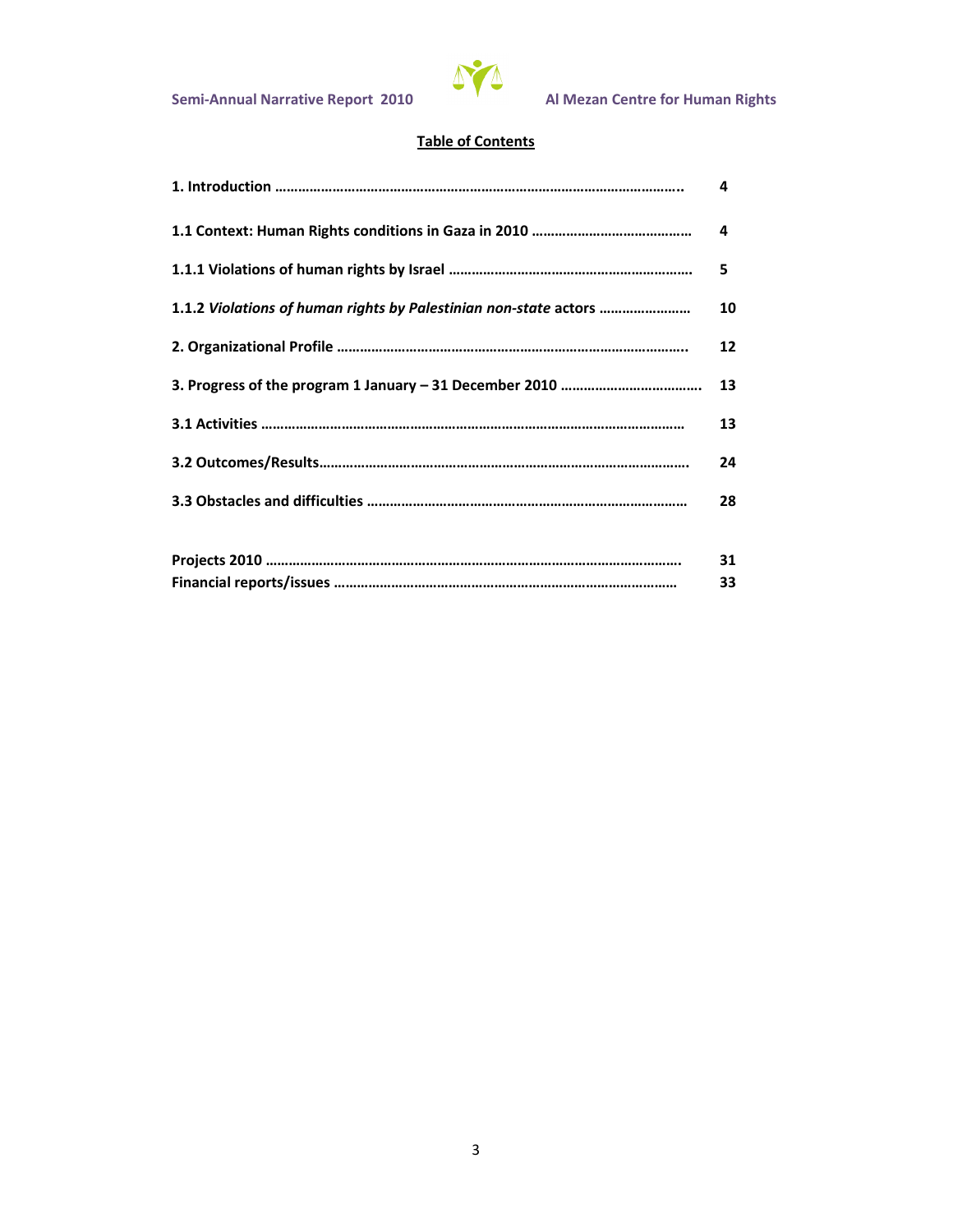**Table of Contents**

| | |
|---|---|
| **1. Introduction ……………………………………………………………………………………………..** | **4** |
| **1.1 Context: Human Rights conditions in Gaza in 2010 ……………………………………** | **4** |
| **1.1.1 Violations of human rights by Israel ………………………………………………………** | **5** |
| **1.1.2 *Violations of human rights by Palestinian non-state* actors ……………………** | **10** |
| **2. Organizational Profile ………………………………………………………………………………..** | **12** |
| **3. Progress of the program 1 January – 31 December 2010 ……………………………….** | **13** |
| **3.1 Activities ……………………………………………………………………………………………** | **13** |
| **3.2 Outcomes/Results…………………………………………………………………………………….** | **24** |
| **3.3 Obstacles and difficulties …………………………………………………………………………** | **28** |
| **Projects 2010 ……………………………………………………………………………………………….** | **31** |
| **Financial reports/issues ………………………………………………………………………………** | **33** |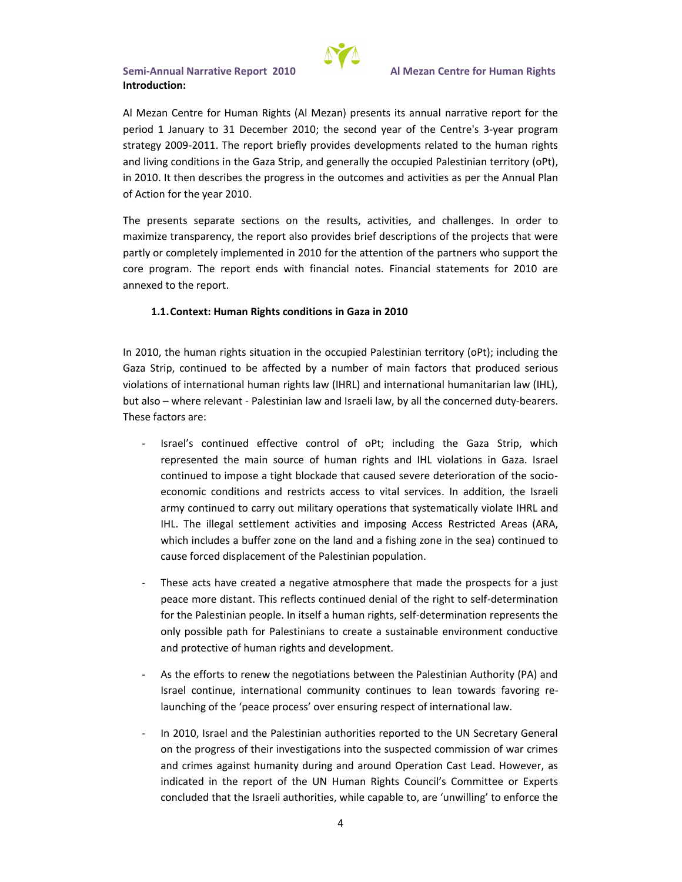**Introduction:**

Al Mezan Centre for Human Rights (Al Mezan) presents its annual narrative report for the period 1 January to 31 December 2010; the second year of the Centre's 3-year program strategy 2009-2011. The report briefly provides developments related to the human rights and living conditions in the Gaza Strip, and generally the occupied Palestinian territory (oPt), in 2010. It then describes the progress in the outcomes and activities as per the Annual Plan of Action for the year 2010.

The presents separate sections on the results, activities, and challenges. In order to maximize transparency, the report also provides brief descriptions of the projects that were partly or completely implemented in 2010 for the attention of the partners who support the core program. The report ends with financial notes. Financial statements for 2010 are annexed to the report.

### 1.1. Context: Human Rights conditions in Gaza in 2010

In 2010, the human rights situation in the occupied Palestinian territory (oPt); including the Gaza Strip, continued to be affected by a number of main factors that produced serious violations of international human rights law (IHRL) and international humanitarian law (IHL), but also – where relevant - Palestinian law and Israeli law, by all the concerned duty-bearers. These factors are:

- Israel's continued effective control of oPt; including the Gaza Strip, which represented the main source of human rights and IHL violations in Gaza. Israel continued to impose a tight blockade that caused severe deterioration of the socio-economic conditions and restricts access to vital services. In addition, the Israeli army continued to carry out military operations that systematically violate IHRL and IHL. The illegal settlement activities and imposing Access Restricted Areas (ARA, which includes a buffer zone on the land and a fishing zone in the sea) continued to cause forced displacement of the Palestinian population.
- These acts have created a negative atmosphere that made the prospects for a just peace more distant. This reflects continued denial of the right to self-determination for the Palestinian people. In itself a human rights, self-determination represents the only possible path for Palestinians to create a sustainable environment conductive and protective of human rights and development.
- As the efforts to renew the negotiations between the Palestinian Authority (PA) and Israel continue, international community continues to lean towards favoring re-launching of the 'peace process' over ensuring respect of international law.
- In 2010, Israel and the Palestinian authorities reported to the UN Secretary General on the progress of their investigations into the suspected commission of war crimes and crimes against humanity during and around Operation Cast Lead. However, as indicated in the report of the UN Human Rights Council's Committee or Experts concluded that the Israeli authorities, while capable to, are 'unwilling' to enforce the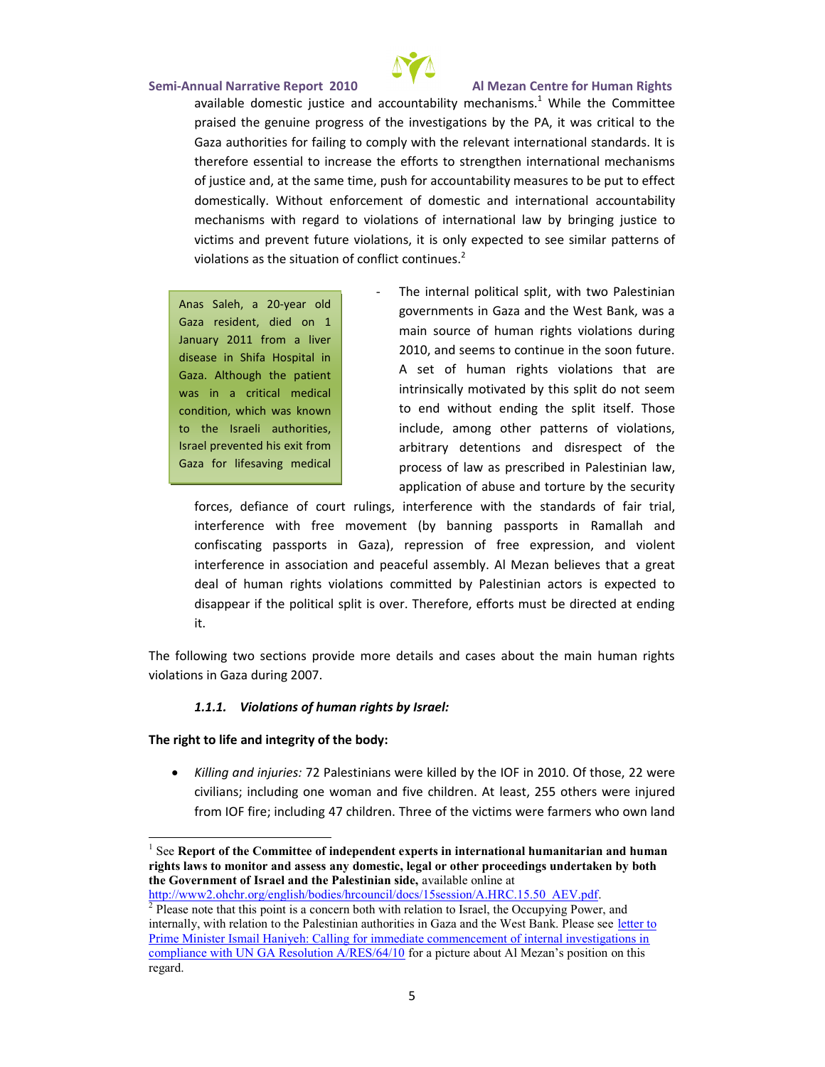available domestic justice and accountability mechanisms.[1] While the Committee praised the genuine progress of the investigations by the PA, it was critical to the Gaza authorities for failing to comply with the relevant international standards. It is therefore essential to increase the efforts to strengthen international mechanisms of justice and, at the same time, push for accountability measures to be put to effect domestically. Without enforcement of domestic and international accountability mechanisms with regard to violations of international law by bringing justice to victims and prevent future violations, it is only expected to see similar patterns of violations as the situation of conflict continues.[2]

> Anas Saleh, a 20-year old Gaza resident, died on 1 January 2011 from a liver disease in Shifa Hospital in Gaza. Although the patient was in a critical medical condition, which was known to the Israeli authorities, Israel prevented his exit from Gaza for lifesaving medical

- The internal political split, with two Palestinian governments in Gaza and the West Bank, was a main source of human rights violations during 2010, and seems to continue in the soon future. A set of human rights violations that are intrinsically motivated by this split do not seem to end without ending the split itself. Those include, among other patterns of violations, arbitrary detentions and disrespect of the process of law as prescribed in Palestinian law, application of abuse and torture by the security forces, defiance of court rulings, interference with the standards of fair trial, interference with free movement (by banning passports in Ramallah and confiscating passports in Gaza), repression of free expression, and violent interference in association and peaceful assembly. Al Mezan believes that a great deal of human rights violations committed by Palestinian actors is expected to disappear if the political split is over. Therefore, efforts must be directed at ending it.

The following two sections provide more details and cases about the main human rights violations in Gaza during 2007.

#### *1.1.1. Violations of human rights by Israel:*

**The right to life and integrity of the body:**

- *Killing and injuries:* 72 Palestinians were killed by the IOF in 2010. Of those, 22 were civilians; including one woman and five children. At least, 255 others were injured from IOF fire; including 47 children. Three of the victims were farmers who own land

---

[1] See **Report of the Committee of independent experts in international humanitarian and human rights laws to monitor and assess any domestic, legal or other proceedings undertaken by both the Government of Israel and the Palestinian side,** available online at http://www2.ohchr.org/english/bodies/hrcouncil/docs/15session/A.HRC.15.50_AEV.pdf.

[2] Please note that this point is a concern both with relation to Israel, the Occupying Power, and internally, with relation to the Palestinian authorities in Gaza and the West Bank. Please see letter to Prime Minister Ismail Haniyeh: Calling for immediate commencement of internal investigations in compliance with UN GA Resolution A/RES/64/10 for a picture about Al Mezan's position on this regard.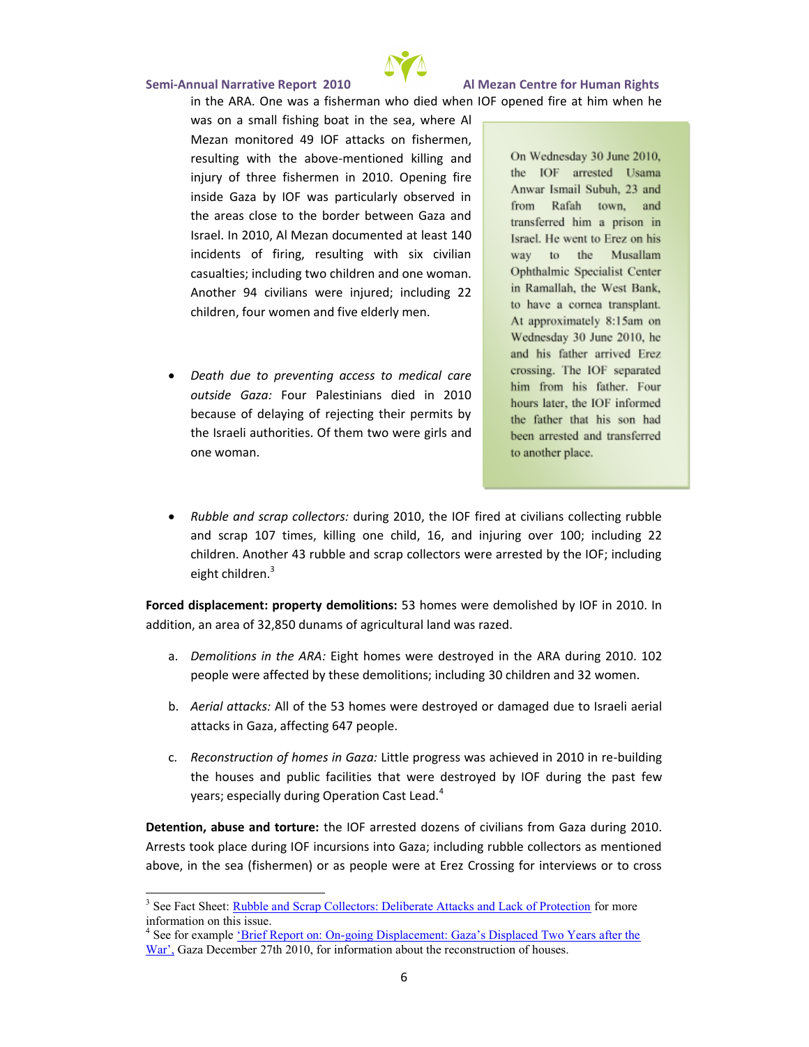in the ARA. One was a fisherman who died when IOF opened fire at him when he was on a small fishing boat in the sea, where Al Mezan monitored 49 IOF attacks on fishermen, resulting with the above-mentioned killing and injury of three fishermen in 2010. Opening fire inside Gaza by IOF was particularly observed in the areas close to the border between Gaza and Israel. In 2010, Al Mezan documented at least 140 incidents of firing, resulting with six civilian casualties; including two children and one woman. Another 94 civilians were injured; including 22 children, four women and five elderly men.

- *Death due to preventing access to medical care outside Gaza:* Four Palestinians died in 2010 because of delaying of rejecting their permits by the Israeli authorities. Of them two were girls and one woman.

> On Wednesday 30 June 2010, the IOF arrested Usama Anwar Ismail Subuh, 23 and from Rafah town, and transferred him a prison in Israel. He went to Erez on his way to the Musallam Ophthalmic Specialist Center in Ramallah, the West Bank, to have a cornea transplant. At approximately 8:15am on Wednesday 30 June 2010, he and his father arrived Erez crossing. The IOF separated him from his father. Four hours later, the IOF informed the father that his son had been arrested and transferred to another place.

- *Rubble and scrap collectors:* during 2010, the IOF fired at civilians collecting rubble and scrap 107 times, killing one child, 16, and injuring over 100; including 22 children. Another 43 rubble and scrap collectors were arrested by the IOF; including eight children.[3]

**Forced displacement: property demolitions:** 53 homes were demolished by IOF in 2010. In addition, an area of 32,850 dunams of agricultural land was razed.

a. *Demolitions in the ARA:* Eight homes were destroyed in the ARA during 2010. 102 people were affected by these demolitions; including 30 children and 32 women.

b. *Aerial attacks:* All of the 53 homes were destroyed or damaged due to Israeli aerial attacks in Gaza, affecting 647 people.

c. *Reconstruction of homes in Gaza:* Little progress was achieved in 2010 in re-building the houses and public facilities that were destroyed by IOF during the past few years; especially during Operation Cast Lead.[4]

**Detention, abuse and torture:** the IOF arrested dozens of civilians from Gaza during 2010. Arrests took place during IOF incursions into Gaza; including rubble collectors as mentioned above, in the sea (fishermen) or as people were at Erez Crossing for interviews or to cross

---

[3] See Fact Sheet: Rubble and Scrap Collectors: Deliberate Attacks and Lack of Protection for more information on this issue.

[4] See for example 'Brief Report on: On-going Displacement: Gaza's Displaced Two Years after the War', Gaza December 27th 2010, for information about the reconstruction of houses.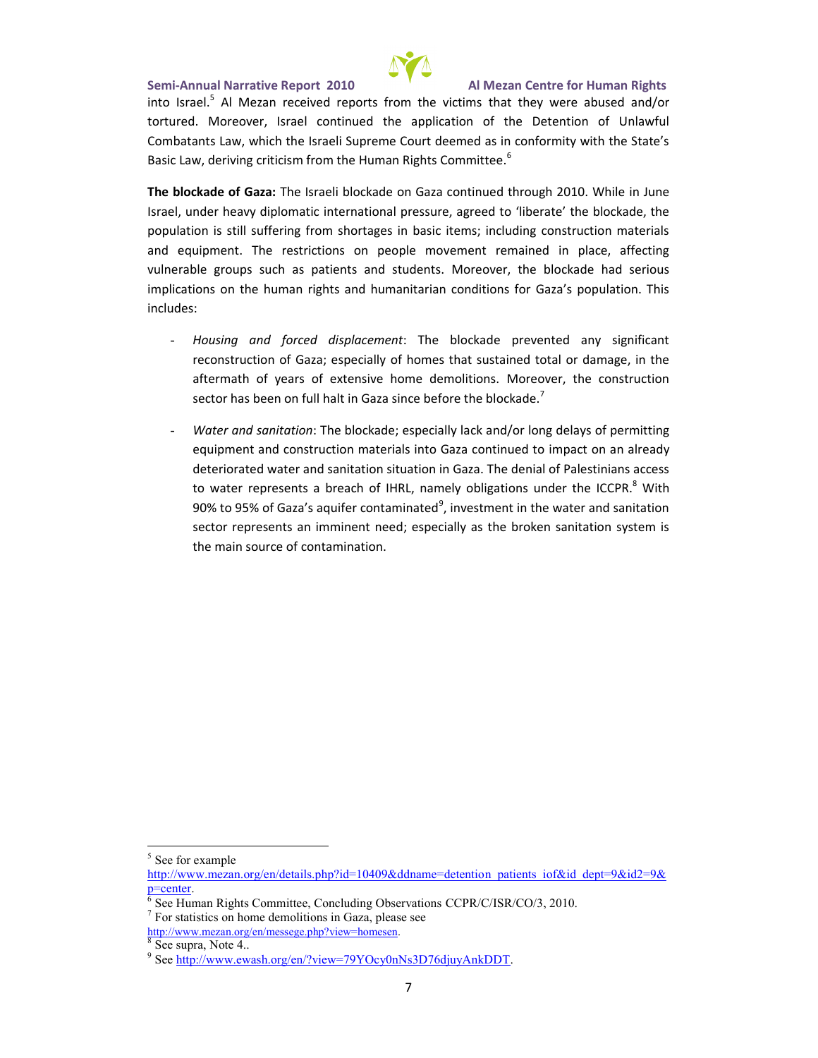into Israel.[5] Al Mezan received reports from the victims that they were abused and/or tortured. Moreover, Israel continued the application of the Detention of Unlawful Combatants Law, which the Israeli Supreme Court deemed as in conformity with the State's Basic Law, deriving criticism from the Human Rights Committee.[6]

**The blockade of Gaza:** The Israeli blockade on Gaza continued through 2010. While in June Israel, under heavy diplomatic international pressure, agreed to 'liberate' the blockade, the population is still suffering from shortages in basic items; including construction materials and equipment. The restrictions on people movement remained in place, affecting vulnerable groups such as patients and students. Moreover, the blockade had serious implications on the human rights and humanitarian conditions for Gaza's population. This includes:

- *Housing and forced displacement*: The blockade prevented any significant reconstruction of Gaza; especially of homes that sustained total or damage, in the aftermath of years of extensive home demolitions. Moreover, the construction sector has been on full halt in Gaza since before the blockade.[7]

- *Water and sanitation*: The blockade; especially lack and/or long delays of permitting equipment and construction materials into Gaza continued to impact on an already deteriorated water and sanitation situation in Gaza. The denial of Palestinians access to water represents a breach of IHRL, namely obligations under the ICCPR.[8] With 90% to 95% of Gaza's aquifer contaminated[9], investment in the water and sanitation sector represents an imminent need; especially as the broken sanitation system is the main source of contamination.

---

[5] See for example http://www.mezan.org/en/details.php?id=10409&ddname=detention_patients_iof&id_dept=9&id2=9&p=center.

[6] See Human Rights Committee, Concluding Observations CCPR/C/ISR/CO/3, 2010.

[7] For statistics on home demolitions in Gaza, please see http://www.mezan.org/en/messege.php?view=homesen.

[8] See supra, Note 4..

[9] See http://www.ewash.org/en/?view=79YOcy0nNs3D76djuyAnkDDT.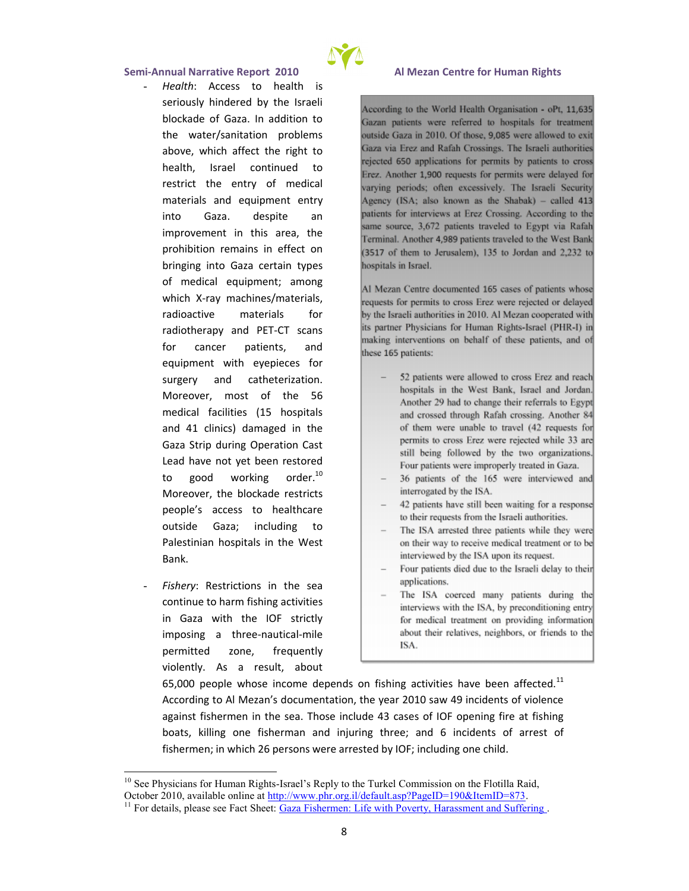- *Health*: Access to health is seriously hindered by the Israeli blockade of Gaza. In addition to the water/sanitation problems above, which affect the right to health, Israel continued to restrict the entry of medical materials and equipment entry into Gaza. despite an improvement in this area, the prohibition remains in effect on bringing into Gaza certain types of medical equipment; among which X-ray machines/materials, radioactive materials for radiotherapy and PET-CT scans for cancer patients, and equipment with eyepieces for surgery and catheterization. Moreover, most of the 56 medical facilities (15 hospitals and 41 clinics) damaged in the Gaza Strip during Operation Cast Lead have not yet been restored to good working order.[10] Moreover, the blockade restricts people's access to healthcare outside Gaza; including to Palestinian hospitals in the West Bank.

> According to the World Health Organisation - oPt, 11,635 Gazan patients were referred to hospitals for treatment outside Gaza in 2010. Of those, 9,085 were allowed to exit Gaza via Erez and Rafah Crossings. The Israeli authorities rejected 650 applications for permits by patients to cross Erez. Another 1,900 requests for permits were delayed for varying periods; often excessively. The Israeli Security Agency (ISA; also known as the Shabak) – called 413 patients for interviews at Erez Crossing. According to the same source, 3,672 patients traveled to Egypt via Rafah Terminal. Another 4,989 patients traveled to the West Bank (3517 of them to Jerusalem), 135 to Jordan and 2,232 to hospitals in Israel.
>
> Al Mezan Centre documented 165 cases of patients whose requests for permits to cross Erez were rejected or delayed by the Israeli authorities in 2010. Al Mezan cooperated with its partner Physicians for Human Rights-Israel (PHR-I) in making interventions on behalf of these patients, and of these 165 patients:
>
> - 52 patients were allowed to cross Erez and reach hospitals in the West Bank, Israel and Jordan. Another 29 had to change their referrals to Egypt and crossed through Rafah crossing. Another 84 of them were unable to travel (42 requests for permits to cross Erez were rejected while 33 are still being followed by the two organizations. Four patients were improperly treated in Gaza.
> - 36 patients of the 165 were interviewed and interrogated by the ISA.
> - 42 patients have still been waiting for a response to their requests from the Israeli authorities.
> - The ISA arrested three patients while they were on their way to receive medical treatment or to be interviewed by the ISA upon its request.
> - Four patients died due to the Israeli delay to their applications.
> - The ISA coerced many patients during the interviews with the ISA, by preconditioning entry for medical treatment on providing information about their relatives, neighbors, or friends to the ISA.

- *Fishery*: Restrictions in the sea continue to harm fishing activities in Gaza with the IOF strictly imposing a three-nautical-mile permitted zone, frequently violently. As a result, about 65,000 people whose income depends on fishing activities have been affected.[11] According to Al Mezan's documentation, the year 2010 saw 49 incidents of violence against fishermen in the sea. Those include 43 cases of IOF opening fire at fishing boats, killing one fisherman and injuring three; and 6 incidents of arrest of fishermen; in which 26 persons were arrested by IOF; including one child.

---

[10] See Physicians for Human Rights-Israel's Reply to the Turkel Commission on the Flotilla Raid, October 2010, available online at http://www.phr.org.il/default.asp?PageID=190&ItemID=873.

[11] For details, please see Fact Sheet: Gaza Fishermen: Life with Poverty, Harassment and Suffering .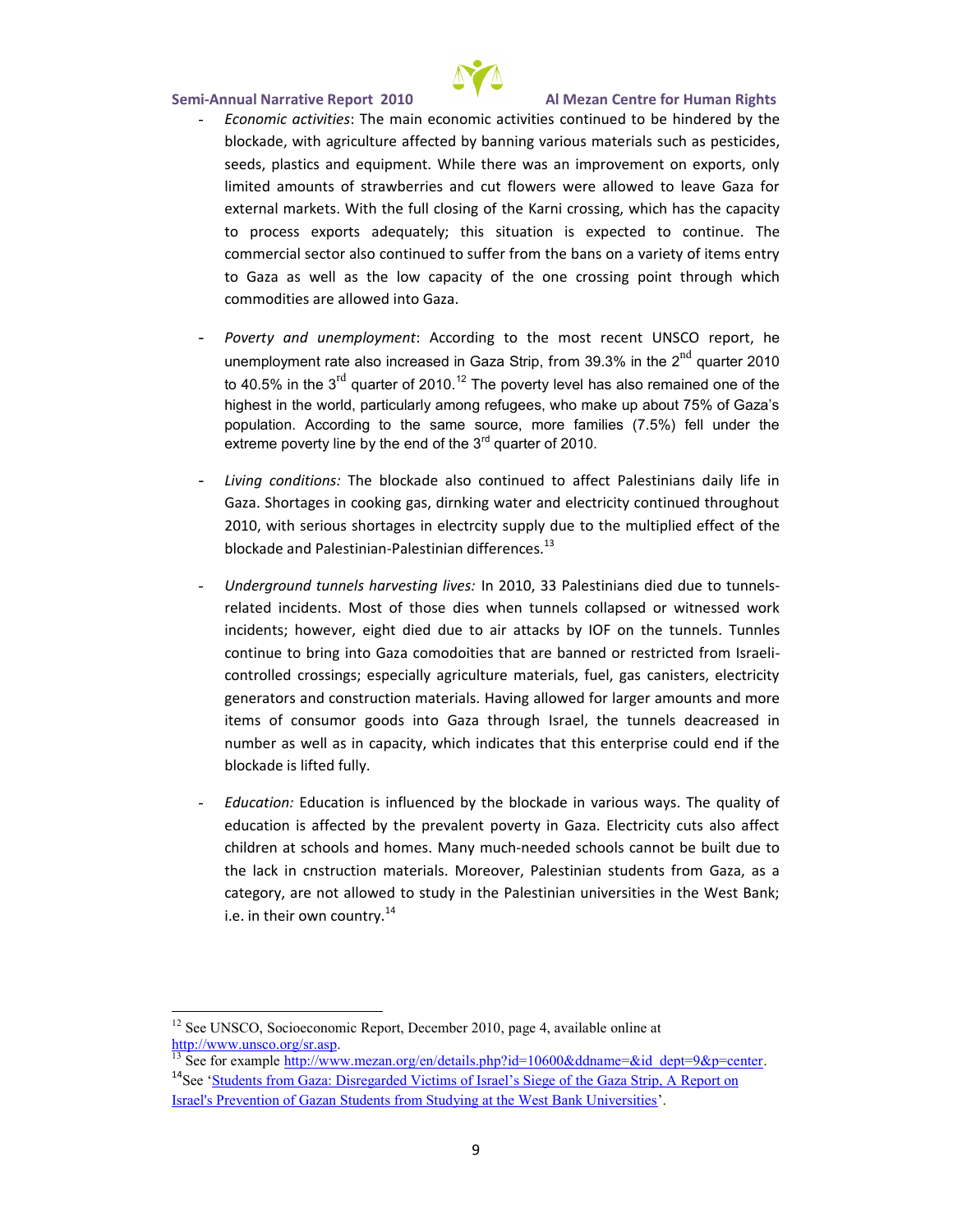- *Economic activities*: The main economic activities continued to be hindered by the blockade, with agriculture affected by banning various materials such as pesticides, seeds, plastics and equipment. While there was an improvement on exports, only limited amounts of strawberries and cut flowers were allowed to leave Gaza for external markets. With the full closing of the Karni crossing, which has the capacity to process exports adequately; this situation is expected to continue. The commercial sector also continued to suffer from the bans on a variety of items entry to Gaza as well as the low capacity of the one crossing point through which commodities are allowed into Gaza.

- *Poverty and unemployment*: According to the most recent UNSCO report, he unemployment rate also increased in Gaza Strip, from 39.3% in the 2nd quarter 2010 to 40.5% in the 3rd quarter of 2010.[12] The poverty level has also remained one of the highest in the world, particularly among refugees, who make up about 75% of Gaza's population. According to the same source, more families (7.5%) fell under the extreme poverty line by the end of the 3rd quarter of 2010.

- *Living conditions:* The blockade also continued to affect Palestinians daily life in Gaza. Shortages in cooking gas, dirnking water and electricity continued throughout 2010, with serious shortages in electrcity supply due to the multiplied effect of the blockade and Palestinian-Palestinian differences.[13]

- *Underground tunnels harvesting lives:* In 2010, 33 Palestinians died due to tunnels-related incidents. Most of those dies when tunnels collapsed or witnessed work incidents; however, eight died due to air attacks by IOF on the tunnels. Tunnles continue to bring into Gaza comodoities that are banned or restricted from Israeli-controlled crossings; especially agriculture materials, fuel, gas canisters, electricity generators and construction materials. Having allowed for larger amounts and more items of consumor goods into Gaza through Israel, the tunnels deacreased in number as well as in capacity, which indicates that this enterprise could end if the blockade is lifted fully.

- *Education:* Education is influenced by the blockade in various ways. The quality of education is affected by the prevalent poverty in Gaza. Electricity cuts also affect children at schools and homes. Many much-needed schools cannot be built due to the lack in cnstruction materials. Moreover, Palestinian students from Gaza, as a category, are not allowed to study in the Palestinian universities in the West Bank; i.e. in their own country.[14]

---

[12] See UNSCO, Socioeconomic Report, December 2010, page 4, available online at http://www.unsco.org/sr.asp.

[13] See for example http://www.mezan.org/en/details.php?id=10600&ddname=&id_dept=9&p=center.

[14] See 'Students from Gaza: Disregarded Victims of Israel's Siege of the Gaza Strip, A Report on Israel's Prevention of Gazan Students from Studying at the West Bank Universities'.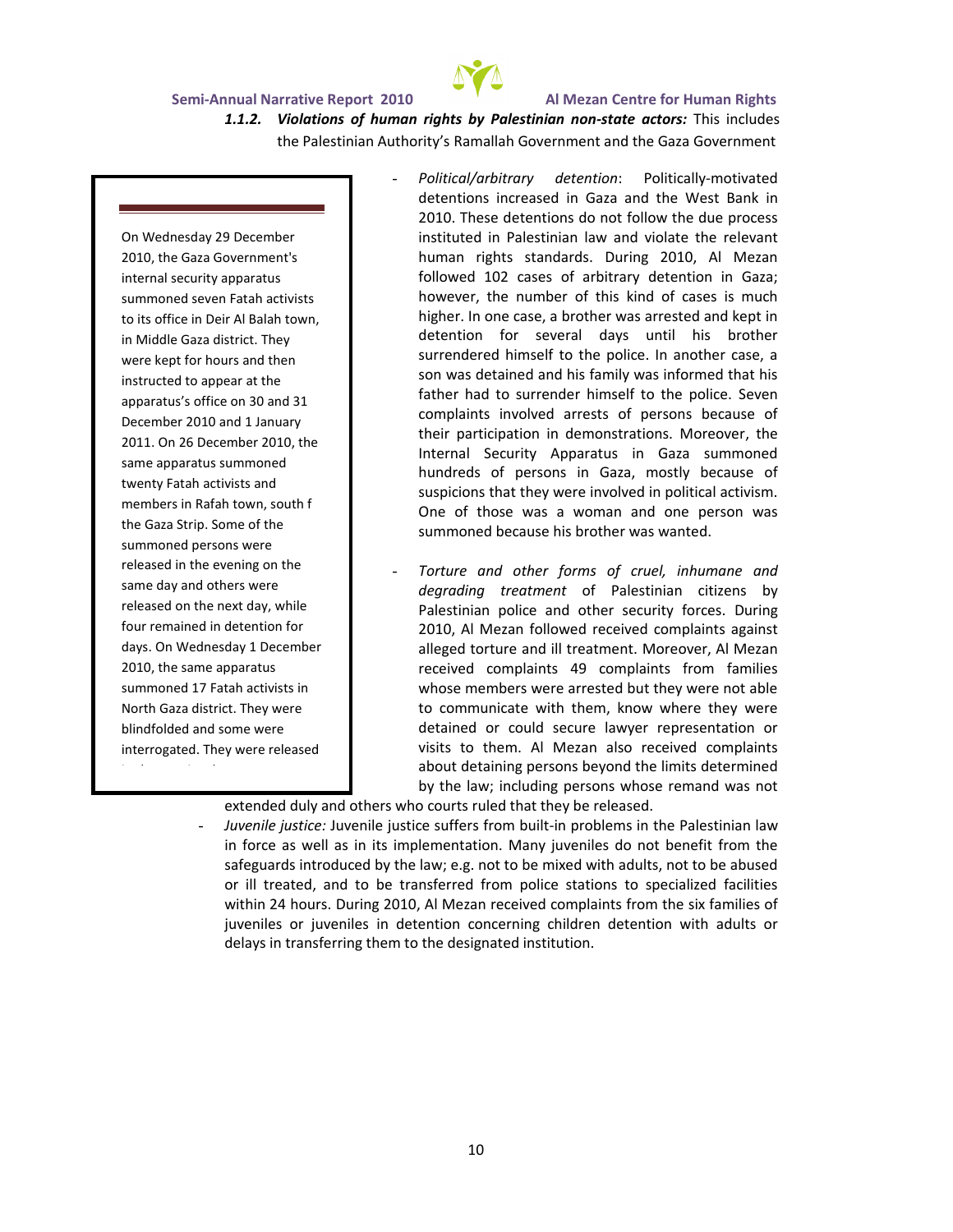***1.1.2. Violations of human rights by Palestinian non-state actors:*** This includes the Palestinian Authority's Ramallah Government and the Gaza Government

On Wednesday 29 December 2010, the Gaza Government's internal security apparatus summoned seven Fatah activists to its office in Deir Al Balah town, in Middle Gaza district. They were kept for hours and then instructed to appear at the apparatus's office on 30 and 31 December 2010 and 1 January 2011. On 26 December 2010, the same apparatus summoned twenty Fatah activists and members in Rafah town, south f the Gaza Strip. Some of the summoned persons were released in the evening on the same day and others were released on the next day, while four remained in detention for days. On Wednesday 1 December 2010, the same apparatus summoned 17 Fatah activists in North Gaza district. They were blindfolded and some were interrogated. They were released

- *Political/arbitrary detention*: Politically-motivated detentions increased in Gaza and the West Bank in 2010. These detentions do not follow the due process instituted in Palestinian law and violate the relevant human rights standards. During 2010, Al Mezan followed 102 cases of arbitrary detention in Gaza; however, the number of this kind of cases is much higher. In one case, a brother was arrested and kept in detention for several days until his brother surrendered himself to the police. In another case, a son was detained and his family was informed that his father had to surrender himself to the police. Seven complaints involved arrests of persons because of their participation in demonstrations. Moreover, the Internal Security Apparatus in Gaza summoned hundreds of persons in Gaza, mostly because of suspicions that they were involved in political activism. One of those was a woman and one person was summoned because his brother was wanted.
- *Torture and other forms of cruel, inhumane and degrading treatment* of Palestinian citizens by Palestinian police and other security forces. During 2010, Al Mezan followed received complaints against alleged torture and ill treatment. Moreover, Al Mezan received complaints 49 complaints from families whose members were arrested but they were not able to communicate with them, know where they were detained or could secure lawyer representation or visits to them. Al Mezan also received complaints about detaining persons beyond the limits determined by the law; including persons whose remand was not extended duly and others who courts ruled that they be released.
- *Juvenile justice:* Juvenile justice suffers from built-in problems in the Palestinian law in force as well as in its implementation. Many juveniles do not benefit from the safeguards introduced by the law; e.g. not to be mixed with adults, not to be abused or ill treated, and to be transferred from police stations to specialized facilities within 24 hours. During 2010, Al Mezan received complaints from the six families of juveniles or juveniles in detention concerning children detention with adults or delays in transferring them to the designated institution.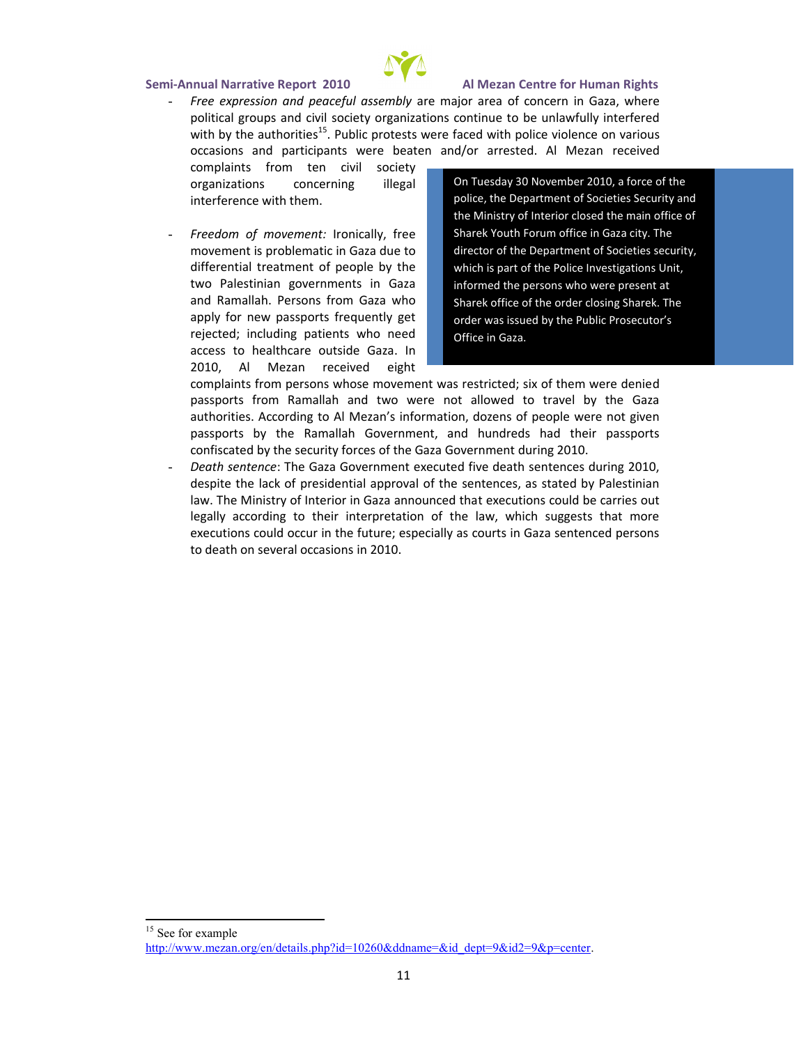- *Free expression and peaceful assembly* are major area of concern in Gaza, where political groups and civil society organizations continue to be unlawfully interfered with by the authorities[15]. Public protests were faced with police violence on various occasions and participants were beaten and/or arrested. Al Mezan received complaints from ten civil society organizations concerning illegal interference with them.

> On Tuesday 30 November 2010, a force of the police, the Department of Societies Security and the Ministry of Interior closed the main office of Sharek Youth Forum office in Gaza city. The director of the Department of Societies security, which is part of the Police Investigations Unit, informed the persons who were present at Sharek office of the order closing Sharek. The order was issued by the Public Prosecutor's Office in Gaza.

- *Freedom of movement:* Ironically, free movement is problematic in Gaza due to differential treatment of people by the two Palestinian governments in Gaza and Ramallah. Persons from Gaza who apply for new passports frequently get rejected; including patients who need access to healthcare outside Gaza. In 2010, Al Mezan received eight complaints from persons whose movement was restricted; six of them were denied passports from Ramallah and two were not allowed to travel by the Gaza authorities. According to Al Mezan's information, dozens of people were not given passports by the Ramallah Government, and hundreds had their passports confiscated by the security forces of the Gaza Government during 2010.
- *Death sentence*: The Gaza Government executed five death sentences during 2010, despite the lack of presidential approval of the sentences, as stated by Palestinian law. The Ministry of Interior in Gaza announced that executions could be carries out legally according to their interpretation of the law, which suggests that more executions could occur in the future; especially as courts in Gaza sentenced persons to death on several occasions in 2010.

[15] See for example http://www.mezan.org/en/details.php?id=10260&ddname=&id_dept=9&id2=9&p=center.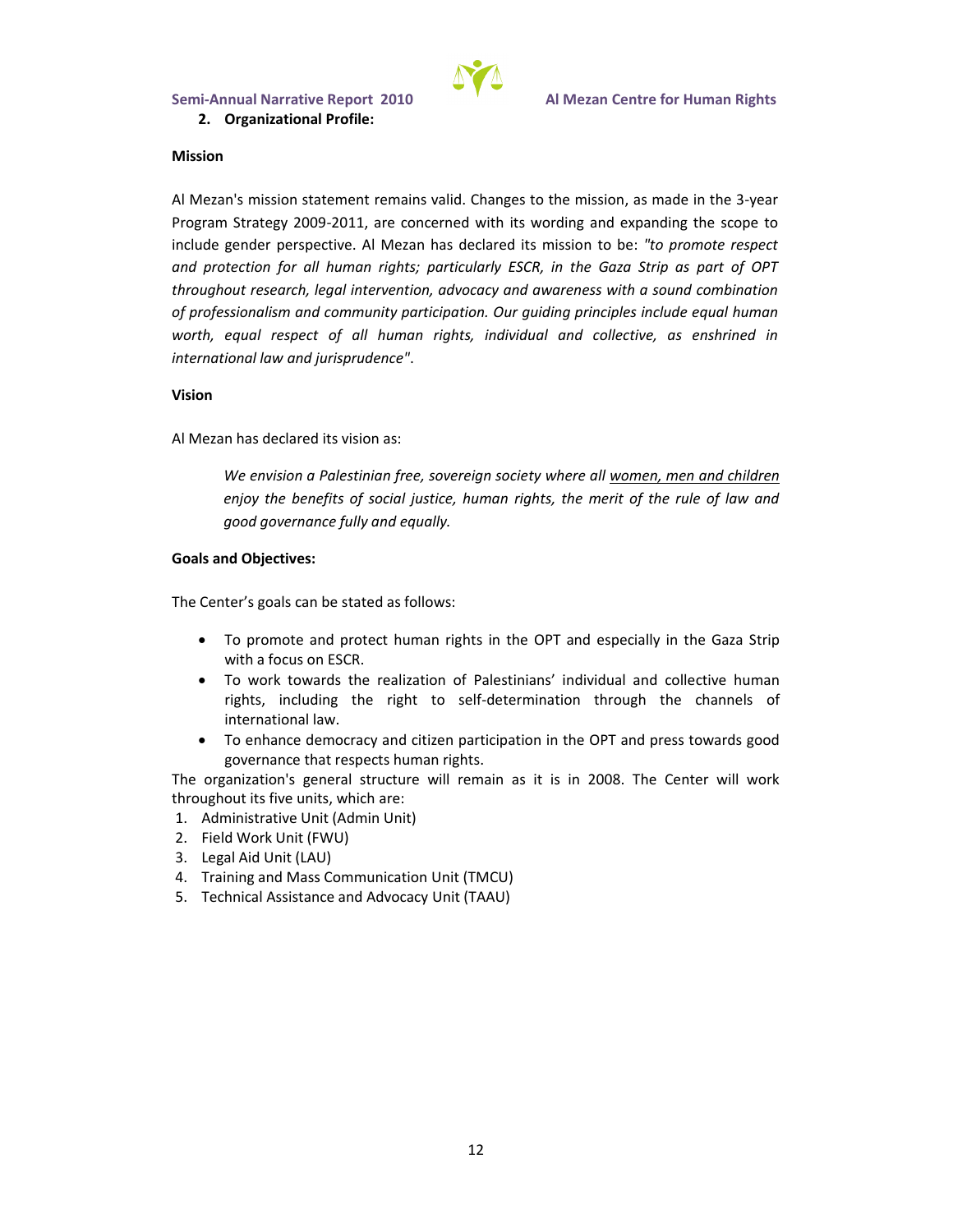## 2. Organizational Profile:

**Mission**

Al Mezan's mission statement remains valid. Changes to the mission, as made in the 3-year Program Strategy 2009-2011, are concerned with its wording and expanding the scope to include gender perspective. Al Mezan has declared its mission to be: *"to promote respect and protection for all human rights; particularly ESCR, in the Gaza Strip as part of OPT throughout research, legal intervention, advocacy and awareness with a sound combination of professionalism and community participation. Our guiding principles include equal human worth, equal respect of all human rights, individual and collective, as enshrined in international law and jurisprudence"*.

**Vision**

Al Mezan has declared its vision as:

> *We envision a Palestinian free, sovereign society where all <u>women, men and children</u> enjoy the benefits of social justice, human rights, the merit of the rule of law and good governance fully and equally.*

**Goals and Objectives:**

The Center's goals can be stated as follows:

- To promote and protect human rights in the OPT and especially in the Gaza Strip with a focus on ESCR.
- To work towards the realization of Palestinians' individual and collective human rights, including the right to self-determination through the channels of international law.
- To enhance democracy and citizen participation in the OPT and press towards good governance that respects human rights.

The organization's general structure will remain as it is in 2008. The Center will work throughout its five units, which are:

1. Administrative Unit (Admin Unit)
2. Field Work Unit (FWU)
3. Legal Aid Unit (LAU)
4. Training and Mass Communication Unit (TMCU)
5. Technical Assistance and Advocacy Unit (TAAU)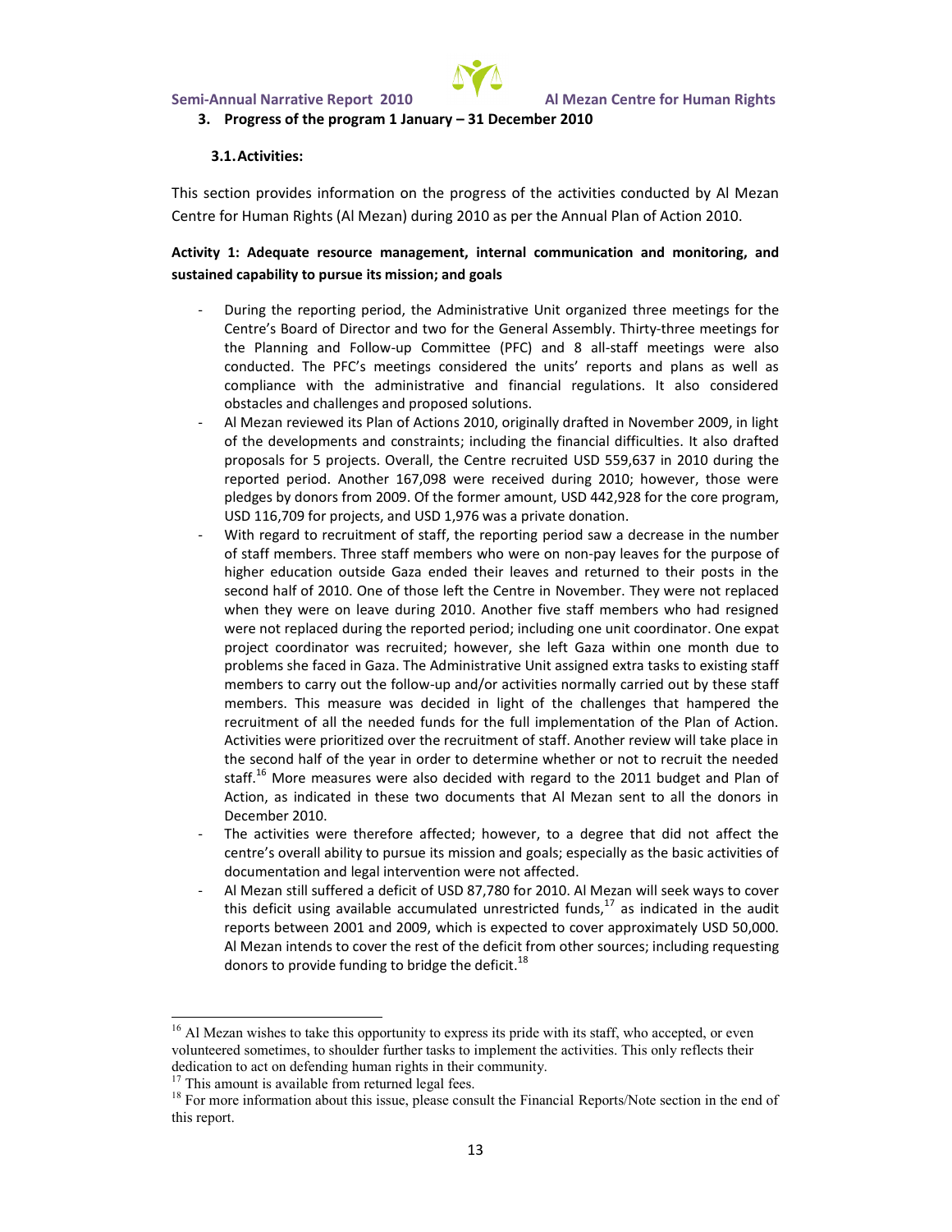3. **Progress of the program 1 January – 31 December 2010**

   **3.1. Activities:**

This section provides information on the progress of the activities conducted by Al Mezan Centre for Human Rights (Al Mezan) during 2010 as per the Annual Plan of Action 2010.

**Activity 1: Adequate resource management, internal communication and monitoring, and sustained capability to pursue its mission; and goals**

- During the reporting period, the Administrative Unit organized three meetings for the Centre's Board of Director and two for the General Assembly. Thirty-three meetings for the Planning and Follow-up Committee (PFC) and 8 all-staff meetings were also conducted. The PFC's meetings considered the units' reports and plans as well as compliance with the administrative and financial regulations. It also considered obstacles and challenges and proposed solutions.
- Al Mezan reviewed its Plan of Actions 2010, originally drafted in November 2009, in light of the developments and constraints; including the financial difficulties. It also drafted proposals for 5 projects. Overall, the Centre recruited USD 559,637 in 2010 during the reported period. Another 167,098 were received during 2010; however, those were pledges by donors from 2009. Of the former amount, USD 442,928 for the core program, USD 116,709 for projects, and USD 1,976 was a private donation.
- With regard to recruitment of staff, the reporting period saw a decrease in the number of staff members. Three staff members who were on non-pay leaves for the purpose of higher education outside Gaza ended their leaves and returned to their posts in the second half of 2010. One of those left the Centre in November. They were not replaced when they were on leave during 2010. Another five staff members who had resigned were not replaced during the reported period; including one unit coordinator. One expat project coordinator was recruited; however, she left Gaza within one month due to problems she faced in Gaza. The Administrative Unit assigned extra tasks to existing staff members to carry out the follow-up and/or activities normally carried out by these staff members. This measure was decided in light of the challenges that hampered the recruitment of all the needed funds for the full implementation of the Plan of Action. Activities were prioritized over the recruitment of staff. Another review will take place in the second half of the year in order to determine whether or not to recruit the needed staff.[16] More measures were also decided with regard to the 2011 budget and Plan of Action, as indicated in these two documents that Al Mezan sent to all the donors in December 2010.
- The activities were therefore affected; however, to a degree that did not affect the centre's overall ability to pursue its mission and goals; especially as the basic activities of documentation and legal intervention were not affected.
- Al Mezan still suffered a deficit of USD 87,780 for 2010. Al Mezan will seek ways to cover this deficit using available accumulated unrestricted funds,[17] as indicated in the audit reports between 2001 and 2009, which is expected to cover approximately USD 50,000. Al Mezan intends to cover the rest of the deficit from other sources; including requesting donors to provide funding to bridge the deficit.[18]

---

[16] Al Mezan wishes to take this opportunity to express its pride with its staff, who accepted, or even volunteered sometimes, to shoulder further tasks to implement the activities. This only reflects their dedication to act on defending human rights in their community.

[17] This amount is available from returned legal fees.

[18] For more information about this issue, please consult the Financial Reports/Note section in the end of this report.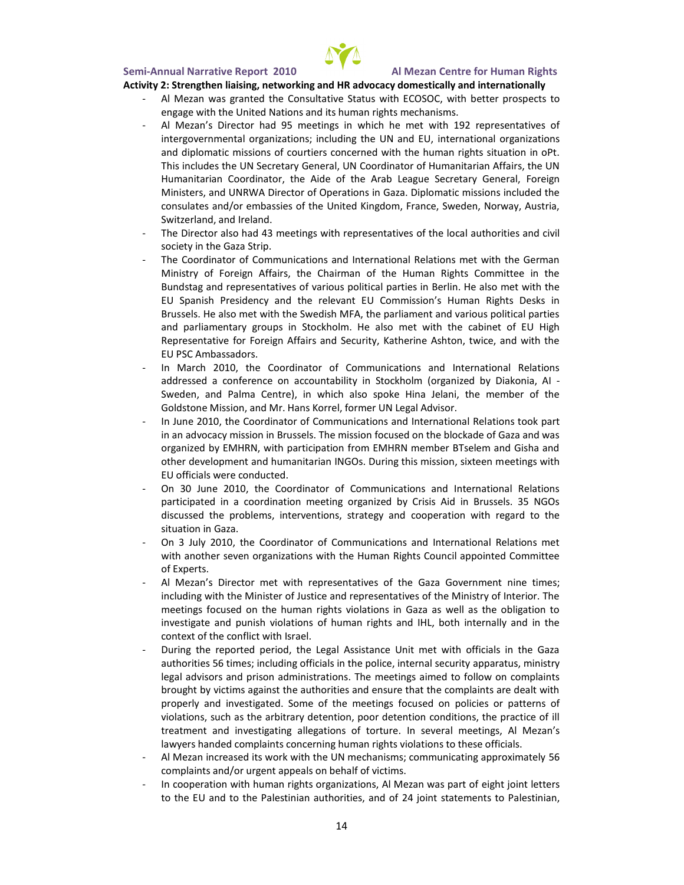**Activity 2: Strengthen liaising, networking and HR advocacy domestically and internationally**

- Al Mezan was granted the Consultative Status with ECOSOC, with better prospects to engage with the United Nations and its human rights mechanisms.
- Al Mezan's Director had 95 meetings in which he met with 192 representatives of intergovernmental organizations; including the UN and EU, international organizations and diplomatic missions of courtiers concerned with the human rights situation in oPt. This includes the UN Secretary General, UN Coordinator of Humanitarian Affairs, the UN Humanitarian Coordinator, the Aide of the Arab League Secretary General, Foreign Ministers, and UNRWA Director of Operations in Gaza. Diplomatic missions included the consulates and/or embassies of the United Kingdom, France, Sweden, Norway, Austria, Switzerland, and Ireland.
- The Director also had 43 meetings with representatives of the local authorities and civil society in the Gaza Strip.
- The Coordinator of Communications and International Relations met with the German Ministry of Foreign Affairs, the Chairman of the Human Rights Committee in the Bundstag and representatives of various political parties in Berlin. He also met with the EU Spanish Presidency and the relevant EU Commission's Human Rights Desks in Brussels. He also met with the Swedish MFA, the parliament and various political parties and parliamentary groups in Stockholm. He also met with the cabinet of EU High Representative for Foreign Affairs and Security, Katherine Ashton, twice, and with the EU PSC Ambassadors.
- In March 2010, the Coordinator of Communications and International Relations addressed a conference on accountability in Stockholm (organized by Diakonia, AI - Sweden, and Palma Centre), in which also spoke Hina Jelani, the member of the Goldstone Mission, and Mr. Hans Korrel, former UN Legal Advisor.
- In June 2010, the Coordinator of Communications and International Relations took part in an advocacy mission in Brussels. The mission focused on the blockade of Gaza and was organized by EMHRN, with participation from EMHRN member BTselem and Gisha and other development and humanitarian INGOs. During this mission, sixteen meetings with EU officials were conducted.
- On 30 June 2010, the Coordinator of Communications and International Relations participated in a coordination meeting organized by Crisis Aid in Brussels. 35 NGOs discussed the problems, interventions, strategy and cooperation with regard to the situation in Gaza.
- On 3 July 2010, the Coordinator of Communications and International Relations met with another seven organizations with the Human Rights Council appointed Committee of Experts.
- Al Mezan's Director met with representatives of the Gaza Government nine times; including with the Minister of Justice and representatives of the Ministry of Interior. The meetings focused on the human rights violations in Gaza as well as the obligation to investigate and punish violations of human rights and IHL, both internally and in the context of the conflict with Israel.
- During the reported period, the Legal Assistance Unit met with officials in the Gaza authorities 56 times; including officials in the police, internal security apparatus, ministry legal advisors and prison administrations. The meetings aimed to follow on complaints brought by victims against the authorities and ensure that the complaints are dealt with properly and investigated. Some of the meetings focused on policies or patterns of violations, such as the arbitrary detention, poor detention conditions, the practice of ill treatment and investigating allegations of torture. In several meetings, Al Mezan's lawyers handed complaints concerning human rights violations to these officials.
- Al Mezan increased its work with the UN mechanisms; communicating approximately 56 complaints and/or urgent appeals on behalf of victims.
- In cooperation with human rights organizations, Al Mezan was part of eight joint letters to the EU and to the Palestinian authorities, and of 24 joint statements to Palestinian,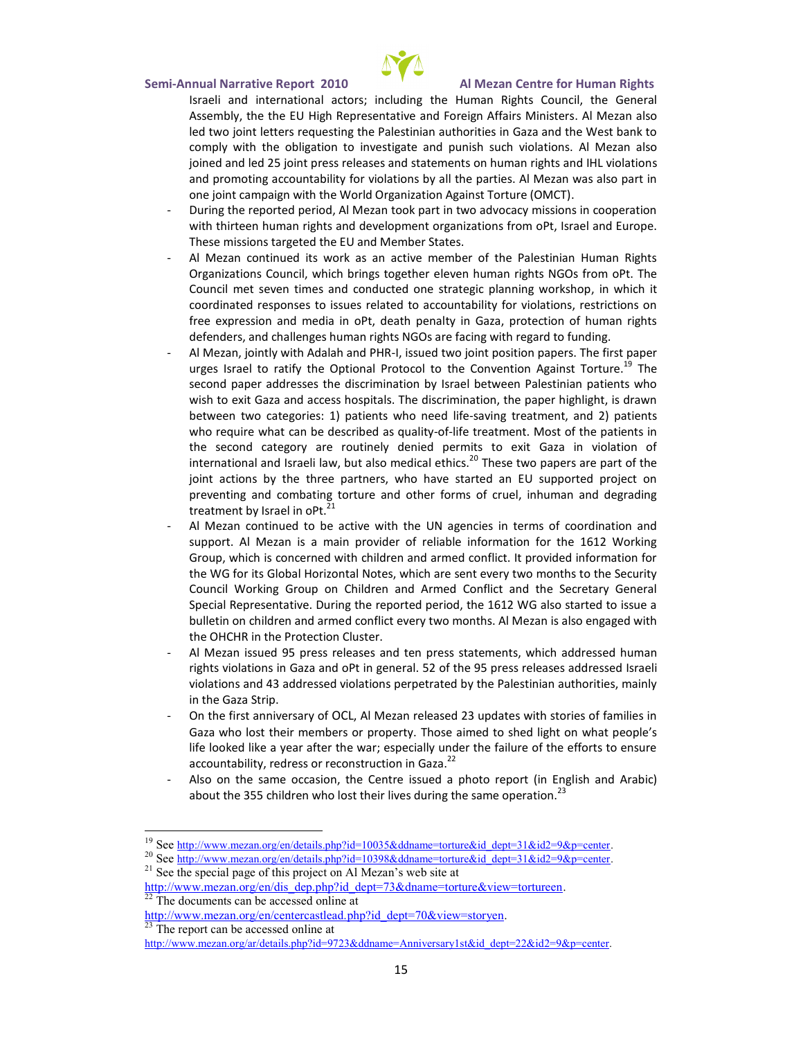Israeli and international actors; including the Human Rights Council, the General Assembly, the the EU High Representative and Foreign Affairs Ministers. Al Mezan also led two joint letters requesting the Palestinian authorities in Gaza and the West bank to comply with the obligation to investigate and punish such violations. Al Mezan also joined and led 25 joint press releases and statements on human rights and IHL violations and promoting accountability for violations by all the parties. Al Mezan was also part in one joint campaign with the World Organization Against Torture (OMCT).

- During the reported period, Al Mezan took part in two advocacy missions in cooperation with thirteen human rights and development organizations from oPt, Israel and Europe. These missions targeted the EU and Member States.
- Al Mezan continued its work as an active member of the Palestinian Human Rights Organizations Council, which brings together eleven human rights NGOs from oPt. The Council met seven times and conducted one strategic planning workshop, in which it coordinated responses to issues related to accountability for violations, restrictions on free expression and media in oPt, death penalty in Gaza, protection of human rights defenders, and challenges human rights NGOs are facing with regard to funding.
- Al Mezan, jointly with Adalah and PHR-I, issued two joint position papers. The first paper urges Israel to ratify the Optional Protocol to the Convention Against Torture.[19] The second paper addresses the discrimination by Israel between Palestinian patients who wish to exit Gaza and access hospitals. The discrimination, the paper highlight, is drawn between two categories: 1) patients who need life-saving treatment, and 2) patients who require what can be described as quality-of-life treatment. Most of the patients in the second category are routinely denied permits to exit Gaza in violation of international and Israeli law, but also medical ethics.[20] These two papers are part of the joint actions by the three partners, who have started an EU supported project on preventing and combating torture and other forms of cruel, inhuman and degrading treatment by Israel in oPt.[21]
- Al Mezan continued to be active with the UN agencies in terms of coordination and support. Al Mezan is a main provider of reliable information for the 1612 Working Group, which is concerned with children and armed conflict. It provided information for the WG for its Global Horizontal Notes, which are sent every two months to the Security Council Working Group on Children and Armed Conflict and the Secretary General Special Representative. During the reported period, the 1612 WG also started to issue a bulletin on children and armed conflict every two months. Al Mezan is also engaged with the OHCHR in the Protection Cluster.
- Al Mezan issued 95 press releases and ten press statements, which addressed human rights violations in Gaza and oPt in general. 52 of the 95 press releases addressed Israeli violations and 43 addressed violations perpetrated by the Palestinian authorities, mainly in the Gaza Strip.
- On the first anniversary of OCL, Al Mezan released 23 updates with stories of families in Gaza who lost their members or property. Those aimed to shed light on what people's life looked like a year after the war; especially under the failure of the efforts to ensure accountability, redress or reconstruction in Gaza.[22]
- Also on the same occasion, the Centre issued a photo report (in English and Arabic) about the 355 children who lost their lives during the same operation.[23]

---

[19] See http://www.mezan.org/en/details.php?id=10035&ddname=torture&id_dept=31&id2=9&p=center.

[20] See http://www.mezan.org/en/details.php?id=10398&ddname=torture&id_dept=31&id2=9&p=center.

[21] See the special page of this project on Al Mezan's web site at http://www.mezan.org/en/dis_dep.php?id_dept=73&dname=torture&view=tortureen.

[22] The documents can be accessed online at http://www.mezan.org/en/centercastlead.php?id_dept=70&view=storyen.

[23] The report can be accessed online at http://www.mezan.org/ar/details.php?id=9723&ddname=Anniversary1st&id_dept=22&id2=9&p=center.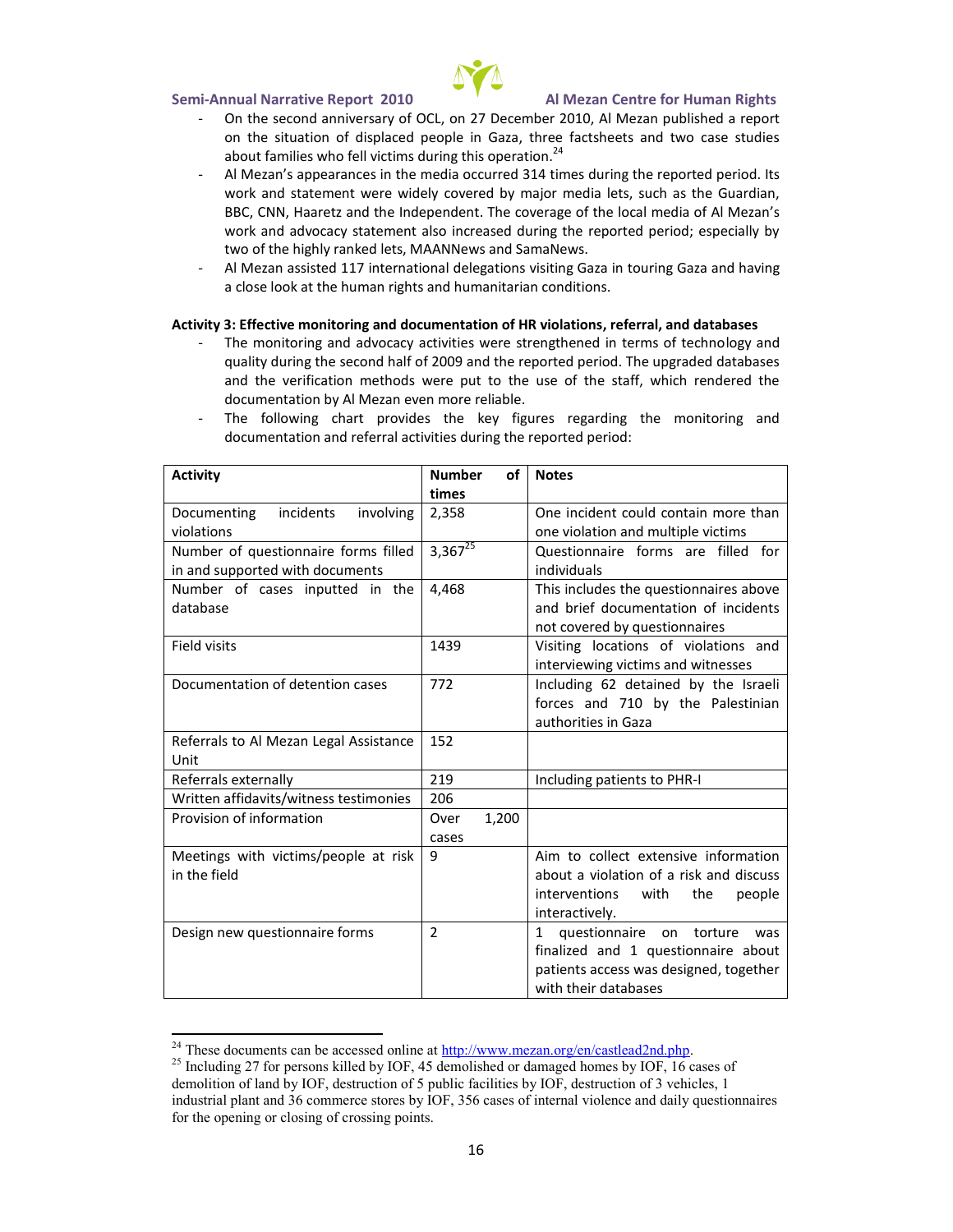- On the second anniversary of OCL, on 27 December 2010, Al Mezan published a report on the situation of displaced people in Gaza, three factsheets and two case studies about families who fell victims during this operation.[24]
- Al Mezan's appearances in the media occurred 314 times during the reported period. Its work and statement were widely covered by major media lets, such as the Guardian, BBC, CNN, Haaretz and the Independent. The coverage of the local media of Al Mezan's work and advocacy statement also increased during the reported period; especially by two of the highly ranked lets, MAANNews and SamaNews.
- Al Mezan assisted 117 international delegations visiting Gaza in touring Gaza and having a close look at the human rights and humanitarian conditions.

**Activity 3: Effective monitoring and documentation of HR violations, referral, and databases**

- The monitoring and advocacy activities were strengthened in terms of technology and quality during the second half of 2009 and the reported period. The upgraded databases and the verification methods were put to the use of the staff, which rendered the documentation by Al Mezan even more reliable.
- The following chart provides the key figures regarding the monitoring and documentation and referral activities during the reported period:

| Activity | Number of times | Notes |
|---|---|---|
| Documenting incidents involving violations | 2,358 | One incident could contain more than one violation and multiple victims |
| Number of questionnaire forms filled in and supported with documents | 3,367[25] | Questionnaire forms are filled for individuals |
| Number of cases inputted in the database | 4,468 | This includes the questionnaires above and brief documentation of incidents not covered by questionnaires |
| Field visits | 1439 | Visiting locations of violations and interviewing victims and witnesses |
| Documentation of detention cases | 772 | Including 62 detained by the Israeli forces and 710 by the Palestinian authorities in Gaza |
| Referrals to Al Mezan Legal Assistance Unit | 152 | |
| Referrals externally | 219 | Including patients to PHR-I |
| Written affidavits/witness testimonies | 206 | |
| Provision of information | Over 1,200 cases | |
| Meetings with victims/people at risk in the field | 9 | Aim to collect extensive information about a violation of a risk and discuss interventions with the people interactively. |
| Design new questionnaire forms | 2 | 1 questionnaire on torture was finalized and 1 questionnaire about patients access was designed, together with their databases |

[24] These documents can be accessed online at http://www.mezan.org/en/castlead2nd.php.

[25] Including 27 for persons killed by IOF, 45 demolished or damaged homes by IOF, 16 cases of demolition of land by IOF, destruction of 5 public facilities by IOF, destruction of 3 vehicles, 1 industrial plant and 36 commerce stores by IOF, 356 cases of internal violence and daily questionnaires for the opening or closing of crossing points.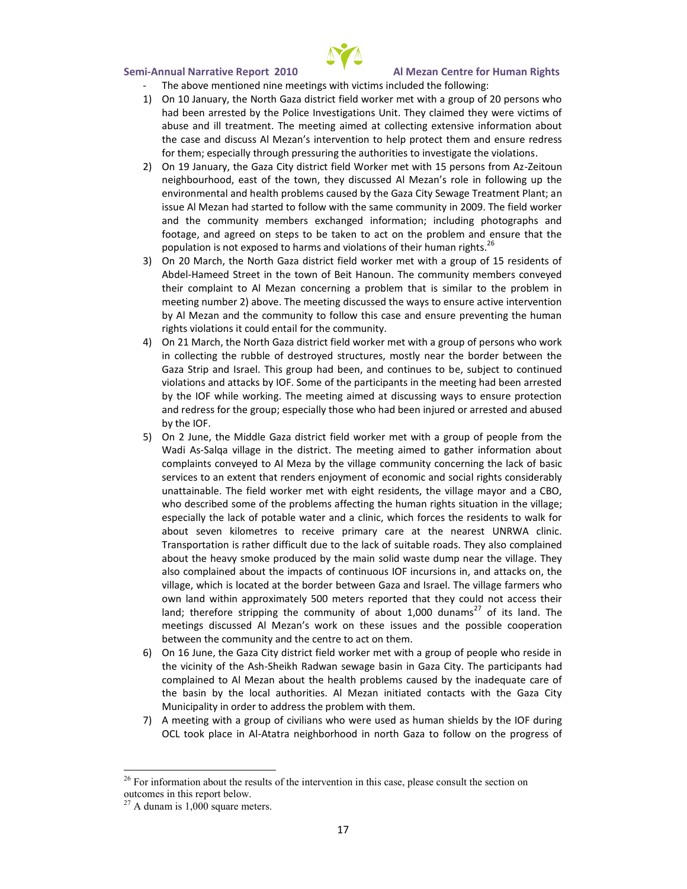- The above mentioned nine meetings with victims included the following:

1) On 10 January, the North Gaza district field worker met with a group of 20 persons who had been arrested by the Police Investigations Unit. They claimed they were victims of abuse and ill treatment. The meeting aimed at collecting extensive information about the case and discuss Al Mezan's intervention to help protect them and ensure redress for them; especially through pressuring the authorities to investigate the violations.
2) On 19 January, the Gaza City district field Worker met with 15 persons from Az-Zeitoun neighbourhood, east of the town, they discussed Al Mezan's role in following up the environmental and health problems caused by the Gaza City Sewage Treatment Plant; an issue Al Mezan had started to follow with the same community in 2009. The field worker and the community members exchanged information; including photographs and footage, and agreed on steps to be taken to act on the problem and ensure that the population is not exposed to harms and violations of their human rights.[26]
3) On 20 March, the North Gaza district field worker met with a group of 15 residents of Abdel-Hameed Street in the town of Beit Hanoun. The community members conveyed their complaint to Al Mezan concerning a problem that is similar to the problem in meeting number 2) above. The meeting discussed the ways to ensure active intervention by Al Mezan and the community to follow this case and ensure preventing the human rights violations it could entail for the community.
4) On 21 March, the North Gaza district field worker met with a group of persons who work in collecting the rubble of destroyed structures, mostly near the border between the Gaza Strip and Israel. This group had been, and continues to be, subject to continued violations and attacks by IOF. Some of the participants in the meeting had been arrested by the IOF while working. The meeting aimed at discussing ways to ensure protection and redress for the group; especially those who had been injured or arrested and abused by the IOF.
5) On 2 June, the Middle Gaza district field worker met with a group of people from the Wadi As-Salqa village in the district. The meeting aimed to gather information about complaints conveyed to Al Meza by the village community concerning the lack of basic services to an extent that renders enjoyment of economic and social rights considerably unattainable. The field worker met with eight residents, the village mayor and a CBO, who described some of the problems affecting the human rights situation in the village; especially the lack of potable water and a clinic, which forces the residents to walk for about seven kilometres to receive primary care at the nearest UNRWA clinic. Transportation is rather difficult due to the lack of suitable roads. They also complained about the heavy smoke produced by the main solid waste dump near the village. They also complained about the impacts of continuous IOF incursions in, and attacks on, the village, which is located at the border between Gaza and Israel. The village farmers who own land within approximately 500 meters reported that they could not access their land; therefore stripping the community of about 1,000 dunams[27] of its land. The meetings discussed Al Mezan's work on these issues and the possible cooperation between the community and the centre to act on them.
6) On 16 June, the Gaza City district field worker met with a group of people who reside in the vicinity of the Ash-Sheikh Radwan sewage basin in Gaza City. The participants had complained to Al Mezan about the health problems caused by the inadequate care of the basin by the local authorities. Al Mezan initiated contacts with the Gaza City Municipality in order to address the problem with them.
7) A meeting with a group of civilians who were used as human shields by the IOF during OCL took place in Al-Atatra neighborhood in north Gaza to follow on the progress of

---

[26] For information about the results of the intervention in this case, please consult the section on outcomes in this report below.

[27] A dunam is 1,000 square meters.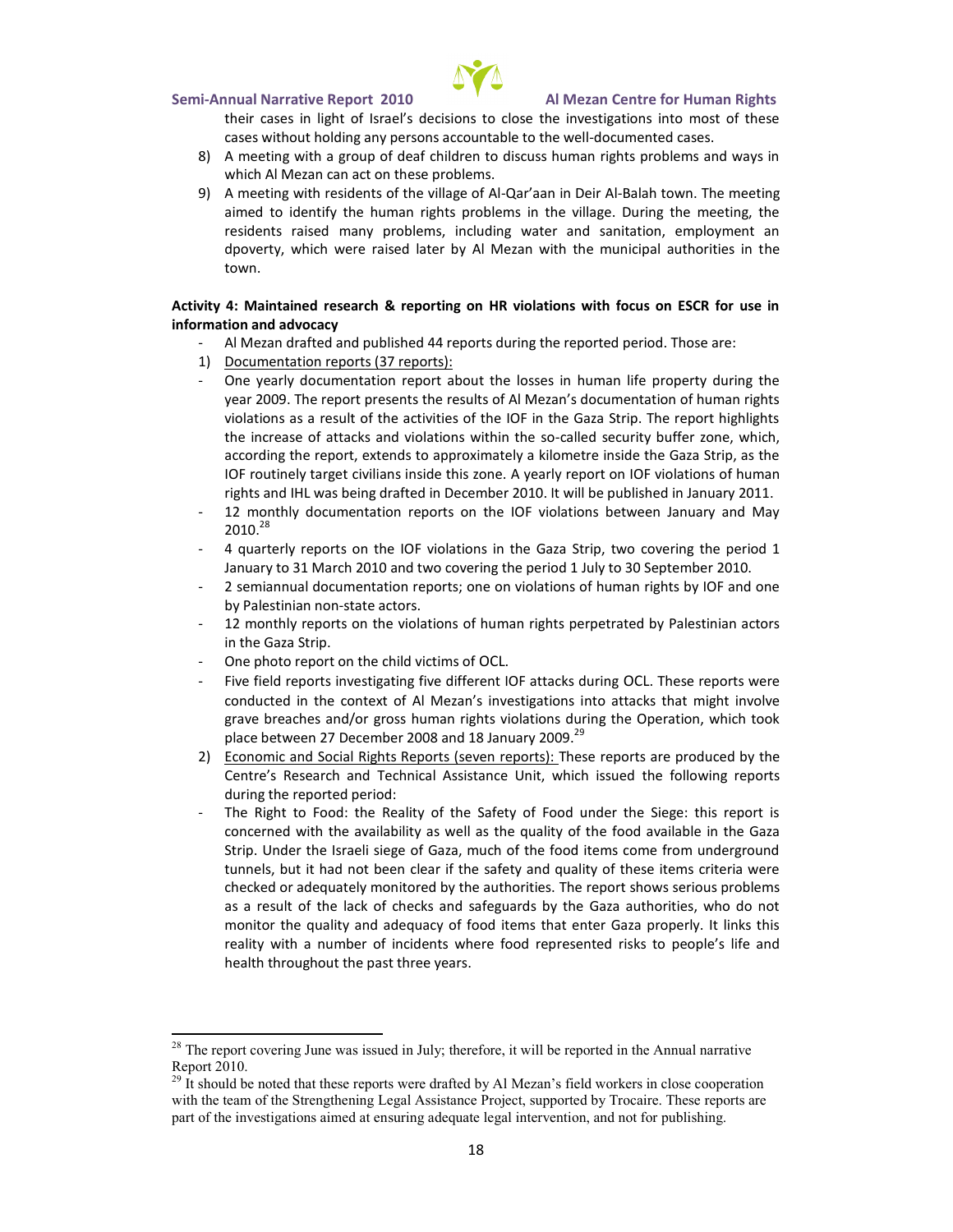their cases in light of Israel's decisions to close the investigations into most of these cases without holding any persons accountable to the well-documented cases.

8) A meeting with a group of deaf children to discuss human rights problems and ways in which Al Mezan can act on these problems.
9) A meeting with residents of the village of Al-Qar'aan in Deir Al-Balah town. The meeting aimed to identify the human rights problems in the village. During the meeting, the residents raised many problems, including water and sanitation, employment an dpoverty, which were raised later by Al Mezan with the municipal authorities in the town.

**Activity 4: Maintained research & reporting on HR violations with focus on ESCR for use in information and advocacy**

- Al Mezan drafted and published 44 reports during the reported period. Those are:

1) Documentation reports (37 reports):

- One yearly documentation report about the losses in human life property during the year 2009. The report presents the results of Al Mezan's documentation of human rights violations as a result of the activities of the IOF in the Gaza Strip. The report highlights the increase of attacks and violations within the so-called security buffer zone, which, according the report, extends to approximately a kilometre inside the Gaza Strip, as the IOF routinely target civilians inside this zone. A yearly report on IOF violations of human rights and IHL was being drafted in December 2010. It will be published in January 2011.
- 12 monthly documentation reports on the IOF violations between January and May 2010.[28]
- 4 quarterly reports on the IOF violations in the Gaza Strip, two covering the period 1 January to 31 March 2010 and two covering the period 1 July to 30 September 2010.
- 2 semiannual documentation reports; one on violations of human rights by IOF and one by Palestinian non-state actors.
- 12 monthly reports on the violations of human rights perpetrated by Palestinian actors in the Gaza Strip.
- One photo report on the child victims of OCL.
- Five field reports investigating five different IOF attacks during OCL. These reports were conducted in the context of Al Mezan's investigations into attacks that might involve grave breaches and/or gross human rights violations during the Operation, which took place between 27 December 2008 and 18 January 2009.[29]

2) Economic and Social Rights Reports (seven reports): These reports are produced by the Centre's Research and Technical Assistance Unit, which issued the following reports during the reported period:

- The Right to Food: the Reality of the Safety of Food under the Siege: this report is concerned with the availability as well as the quality of the food available in the Gaza Strip. Under the Israeli siege of Gaza, much of the food items come from underground tunnels, but it had not been clear if the safety and quality of these items criteria were checked or adequately monitored by the authorities. The report shows serious problems as a result of the lack of checks and safeguards by the Gaza authorities, who do not monitor the quality and adequacy of food items that enter Gaza properly. It links this reality with a number of incidents where food represented risks to people's life and health throughout the past three years.

---

[28] The report covering June was issued in July; therefore, it will be reported in the Annual narrative Report 2010.

[29] It should be noted that these reports were drafted by Al Mezan's field workers in close cooperation with the team of the Strengthening Legal Assistance Project, supported by Trocaire. These reports are part of the investigations aimed at ensuring adequate legal intervention, and not for publishing.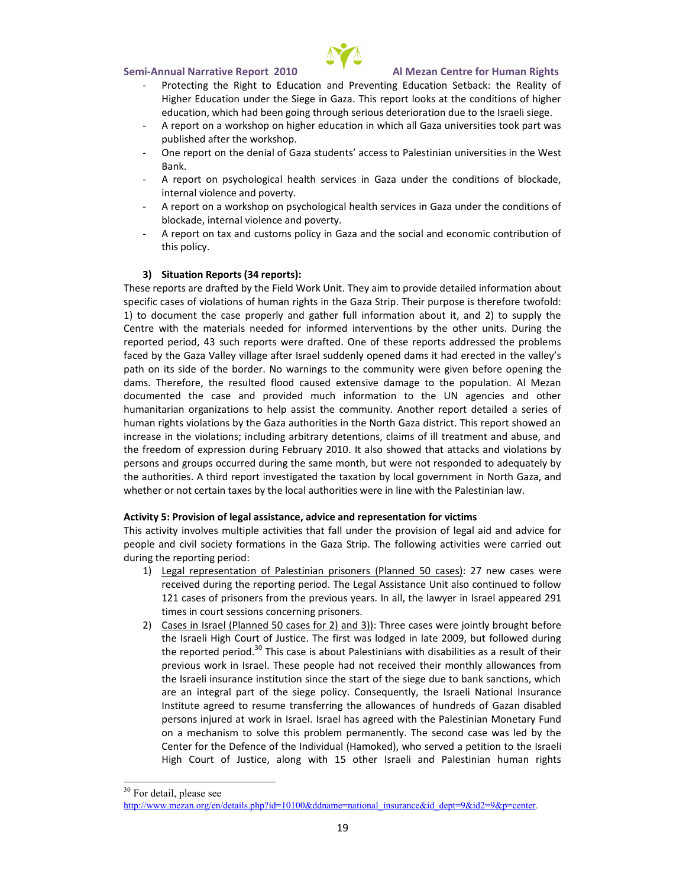- Protecting the Right to Education and Preventing Education Setback: the Reality of Higher Education under the Siege in Gaza. This report looks at the conditions of higher education, which had been going through serious deterioration due to the Israeli siege.
- A report on a workshop on higher education in which all Gaza universities took part was published after the workshop.
- One report on the denial of Gaza students' access to Palestinian universities in the West Bank.
- A report on psychological health services in Gaza under the conditions of blockade, internal violence and poverty.
- A report on a workshop on psychological health services in Gaza under the conditions of blockade, internal violence and poverty.
- A report on tax and customs policy in Gaza and the social and economic contribution of this policy.

**3) Situation Reports (34 reports):**

These reports are drafted by the Field Work Unit. They aim to provide detailed information about specific cases of violations of human rights in the Gaza Strip. Their purpose is therefore twofold: 1) to document the case properly and gather full information about it, and 2) to supply the Centre with the materials needed for informed interventions by the other units. During the reported period, 43 such reports were drafted. One of these reports addressed the problems faced by the Gaza Valley village after Israel suddenly opened dams it had erected in the valley's path on its side of the border. No warnings to the community were given before opening the dams. Therefore, the resulted flood caused extensive damage to the population. Al Mezan documented the case and provided much information to the UN agencies and other humanitarian organizations to help assist the community. Another report detailed a series of human rights violations by the Gaza authorities in the North Gaza district. This report showed an increase in the violations; including arbitrary detentions, claims of ill treatment and abuse, and the freedom of expression during February 2010. It also showed that attacks and violations by persons and groups occurred during the same month, but were not responded to adequately by the authorities. A third report investigated the taxation by local government in North Gaza, and whether or not certain taxes by the local authorities were in line with the Palestinian law.

**Activity 5: Provision of legal assistance, advice and representation for victims**

This activity involves multiple activities that fall under the provision of legal aid and advice for people and civil society formations in the Gaza Strip. The following activities were carried out during the reporting period:

1) Legal representation of Palestinian prisoners (Planned 50 cases): 27 new cases were received during the reporting period. The Legal Assistance Unit also continued to follow 121 cases of prisoners from the previous years. In all, the lawyer in Israel appeared 291 times in court sessions concerning prisoners.
2) Cases in Israel (Planned 50 cases for 2) and 3)): Three cases were jointly brought before the Israeli High Court of Justice. The first was lodged in late 2009, but followed during the reported period.[30] This case is about Palestinians with disabilities as a result of their previous work in Israel. These people had not received their monthly allowances from the Israeli insurance institution since the start of the siege due to bank sanctions, which are an integral part of the siege policy. Consequently, the Israeli National Insurance Institute agreed to resume transferring the allowances of hundreds of Gazan disabled persons injured at work in Israel. Israel has agreed with the Palestinian Monetary Fund on a mechanism to solve this problem permanently. The second case was led by the Center for the Defence of the Individual (Hamoked), who served a petition to the Israeli High Court of Justice, along with 15 other Israeli and Palestinian human rights

---

[30] For detail, please see http://www.mezan.org/en/details.php?id=10100&ddname=national_insurance&id_dept=9&id2=9&p=center.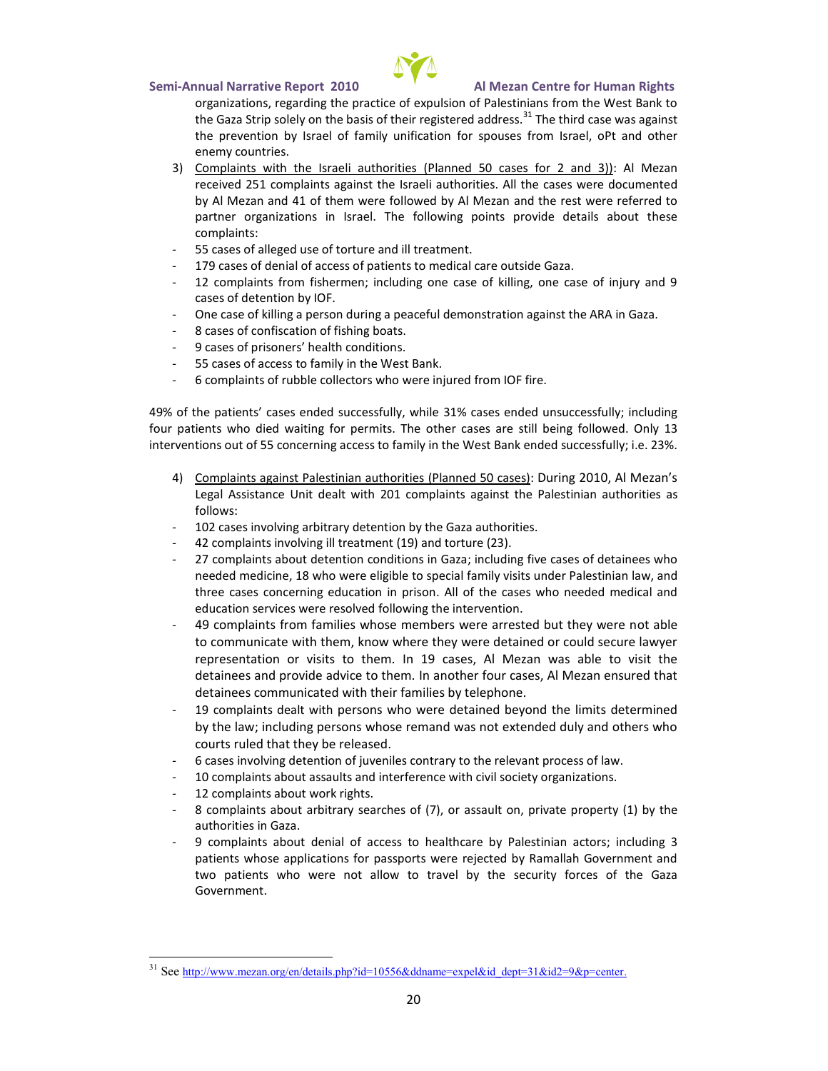organizations, regarding the practice of expulsion of Palestinians from the West Bank to the Gaza Strip solely on the basis of their registered address.[31] The third case was against the prevention by Israel of family unification for spouses from Israel, oPt and other enemy countries.

3) Complaints with the Israeli authorities (Planned 50 cases for 2 and 3)): Al Mezan received 251 complaints against the Israeli authorities. All the cases were documented by Al Mezan and 41 of them were followed by Al Mezan and the rest were referred to partner organizations in Israel. The following points provide details about these complaints:

- 55 cases of alleged use of torture and ill treatment.
- 179 cases of denial of access of patients to medical care outside Gaza.
- 12 complaints from fishermen; including one case of killing, one case of injury and 9 cases of detention by IOF.
- One case of killing a person during a peaceful demonstration against the ARA in Gaza.
- 8 cases of confiscation of fishing boats.
- 9 cases of prisoners' health conditions.
- 55 cases of access to family in the West Bank.
- 6 complaints of rubble collectors who were injured from IOF fire.

49% of the patients' cases ended successfully, while 31% cases ended unsuccessfully; including four patients who died waiting for permits. The other cases are still being followed. Only 13 interventions out of 55 concerning access to family in the West Bank ended successfully; i.e. 23%.

4) Complaints against Palestinian authorities (Planned 50 cases): During 2010, Al Mezan's Legal Assistance Unit dealt with 201 complaints against the Palestinian authorities as follows:

- 102 cases involving arbitrary detention by the Gaza authorities.
- 42 complaints involving ill treatment (19) and torture (23).
- 27 complaints about detention conditions in Gaza; including five cases of detainees who needed medicine, 18 who were eligible to special family visits under Palestinian law, and three cases concerning education in prison. All of the cases who needed medical and education services were resolved following the intervention.
- 49 complaints from families whose members were arrested but they were not able to communicate with them, know where they were detained or could secure lawyer representation or visits to them. In 19 cases, Al Mezan was able to visit the detainees and provide advice to them. In another four cases, Al Mezan ensured that detainees communicated with their families by telephone.
- 19 complaints dealt with persons who were detained beyond the limits determined by the law; including persons whose remand was not extended duly and others who courts ruled that they be released.
- 6 cases involving detention of juveniles contrary to the relevant process of law.
- 10 complaints about assaults and interference with civil society organizations.
- 12 complaints about work rights.
- 8 complaints about arbitrary searches of (7), or assault on, private property (1) by the authorities in Gaza.
- 9 complaints about denial of access to healthcare by Palestinian actors; including 3 patients whose applications for passports were rejected by Ramallah Government and two patients who were not allow to travel by the security forces of the Gaza Government.

[31] See http://www.mezan.org/en/details.php?id=10556&ddname=expel&id_dept=31&id2=9&p=center.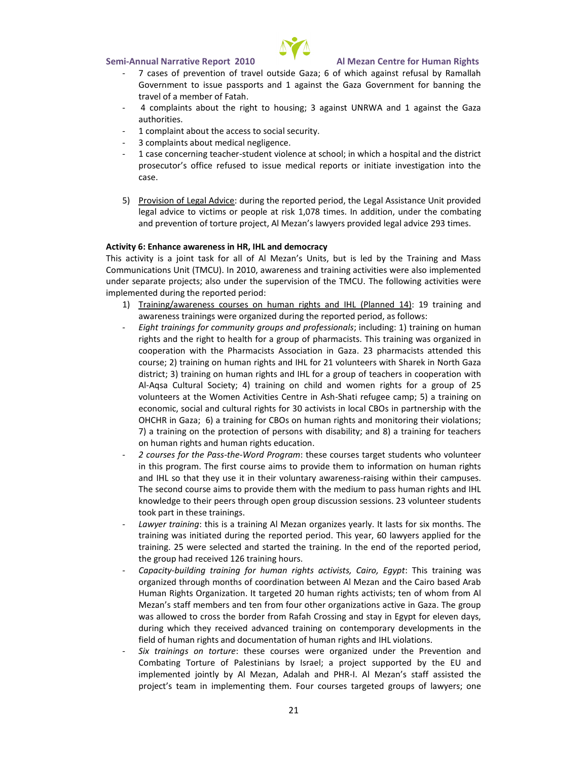- 7 cases of prevention of travel outside Gaza; 6 of which against refusal by Ramallah Government to issue passports and 1 against the Gaza Government for banning the travel of a member of Fatah.
- 4 complaints about the right to housing; 3 against UNRWA and 1 against the Gaza authorities.
- 1 complaint about the access to social security.
- 3 complaints about medical negligence.
- 1 case concerning teacher-student violence at school; in which a hospital and the district prosecutor's office refused to issue medical reports or initiate investigation into the case.

5) Provision of Legal Advice: during the reported period, the Legal Assistance Unit provided legal advice to victims or people at risk 1,078 times. In addition, under the combating and prevention of torture project, Al Mezan's lawyers provided legal advice 293 times.

**Activity 6: Enhance awareness in HR, IHL and democracy**

This activity is a joint task for all of Al Mezan's Units, but is led by the Training and Mass Communications Unit (TMCU). In 2010, awareness and training activities were also implemented under separate projects; also under the supervision of the TMCU. The following activities were implemented during the reported period:

1) Training/awareness courses on human rights and IHL (Planned 14): 19 training and awareness trainings were organized during the reported period, as follows:

- *Eight trainings for community groups and professionals*; including: 1) training on human rights and the right to health for a group of pharmacists. This training was organized in cooperation with the Pharmacists Association in Gaza. 23 pharmacists attended this course; 2) training on human rights and IHL for 21 volunteers with Sharek in North Gaza district; 3) training on human rights and IHL for a group of teachers in cooperation with Al-Aqsa Cultural Society; 4) training on child and women rights for a group of 25 volunteers at the Women Activities Centre in Ash-Shati refugee camp; 5) a training on economic, social and cultural rights for 30 activists in local CBOs in partnership with the OHCHR in Gaza; 6) a training for CBOs on human rights and monitoring their violations; 7) a training on the protection of persons with disability; and 8) a training for teachers on human rights and human rights education.
- *2 courses for the Pass-the-Word Program*: these courses target students who volunteer in this program. The first course aims to provide them to information on human rights and IHL so that they use it in their voluntary awareness-raising within their campuses. The second course aims to provide them with the medium to pass human rights and IHL knowledge to their peers through open group discussion sessions. 23 volunteer students took part in these trainings.
- *Lawyer training*: this is a training Al Mezan organizes yearly. It lasts for six months. The training was initiated during the reported period. This year, 60 lawyers applied for the training. 25 were selected and started the training. In the end of the reported period, the group had received 126 training hours.
- *Capacity-building training for human rights activists, Cairo, Egypt*: This training was organized through months of coordination between Al Mezan and the Cairo based Arab Human Rights Organization. It targeted 20 human rights activists; ten of whom from Al Mezan's staff members and ten from four other organizations active in Gaza. The group was allowed to cross the border from Rafah Crossing and stay in Egypt for eleven days, during which they received advanced training on contemporary developments in the field of human rights and documentation of human rights and IHL violations.
- *Six trainings on torture*: these courses were organized under the Prevention and Combating Torture of Palestinians by Israel; a project supported by the EU and implemented jointly by Al Mezan, Adalah and PHR-I. Al Mezan's staff assisted the project's team in implementing them. Four courses targeted groups of lawyers; one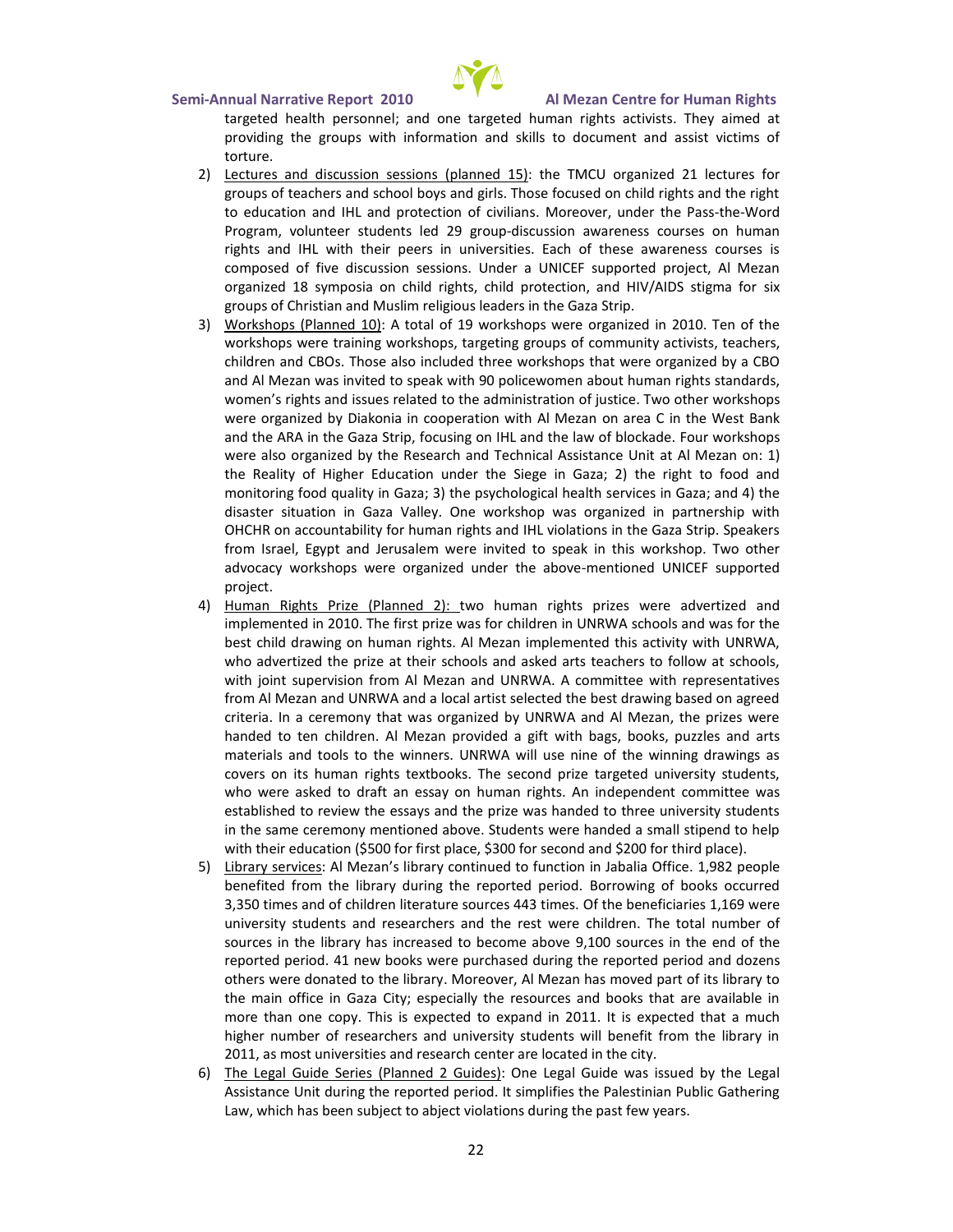targeted health personnel; and one targeted human rights activists. They aimed at providing the groups with information and skills to document and assist victims of torture.

2) Lectures and discussion sessions (planned 15): the TMCU organized 21 lectures for groups of teachers and school boys and girls. Those focused on child rights and the right to education and IHL and protection of civilians. Moreover, under the Pass-the-Word Program, volunteer students led 29 group-discussion awareness courses on human rights and IHL with their peers in universities. Each of these awareness courses is composed of five discussion sessions. Under a UNICEF supported project, Al Mezan organized 18 symposia on child rights, child protection, and HIV/AIDS stigma for six groups of Christian and Muslim religious leaders in the Gaza Strip.

3) Workshops (Planned 10): A total of 19 workshops were organized in 2010. Ten of the workshops were training workshops, targeting groups of community activists, teachers, children and CBOs. Those also included three workshops that were organized by a CBO and Al Mezan was invited to speak with 90 policewomen about human rights standards, women's rights and issues related to the administration of justice. Two other workshops were organized by Diakonia in cooperation with Al Mezan on area C in the West Bank and the ARA in the Gaza Strip, focusing on IHL and the law of blockade. Four workshops were also organized by the Research and Technical Assistance Unit at Al Mezan on: 1) the Reality of Higher Education under the Siege in Gaza; 2) the right to food and monitoring food quality in Gaza; 3) the psychological health services in Gaza; and 4) the disaster situation in Gaza Valley. One workshop was organized in partnership with OHCHR on accountability for human rights and IHL violations in the Gaza Strip. Speakers from Israel, Egypt and Jerusalem were invited to speak in this workshop. Two other advocacy workshops were organized under the above-mentioned UNICEF supported project.

4) Human Rights Prize (Planned 2): two human rights prizes were advertized and implemented in 2010. The first prize was for children in UNRWA schools and was for the best child drawing on human rights. Al Mezan implemented this activity with UNRWA, who advertized the prize at their schools and asked arts teachers to follow at schools, with joint supervision from Al Mezan and UNRWA. A committee with representatives from Al Mezan and UNRWA and a local artist selected the best drawing based on agreed criteria. In a ceremony that was organized by UNRWA and Al Mezan, the prizes were handed to ten children. Al Mezan provided a gift with bags, books, puzzles and arts materials and tools to the winners. UNRWA will use nine of the winning drawings as covers on its human rights textbooks. The second prize targeted university students, who were asked to draft an essay on human rights. An independent committee was established to review the essays and the prize was handed to three university students in the same ceremony mentioned above. Students were handed a small stipend to help with their education ($500 for first place, $300 for second and $200 for third place).

5) Library services: Al Mezan's library continued to function in Jabalia Office. 1,982 people benefited from the library during the reported period. Borrowing of books occurred 3,350 times and of children literature sources 443 times. Of the beneficiaries 1,169 were university students and researchers and the rest were children. The total number of sources in the library has increased to become above 9,100 sources in the end of the reported period. 41 new books were purchased during the reported period and dozens others were donated to the library. Moreover, Al Mezan has moved part of its library to the main office in Gaza City; especially the resources and books that are available in more than one copy. This is expected to expand in 2011. It is expected that a much higher number of researchers and university students will benefit from the library in 2011, as most universities and research center are located in the city.

6) The Legal Guide Series (Planned 2 Guides): One Legal Guide was issued by the Legal Assistance Unit during the reported period. It simplifies the Palestinian Public Gathering Law, which has been subject to abject violations during the past few years.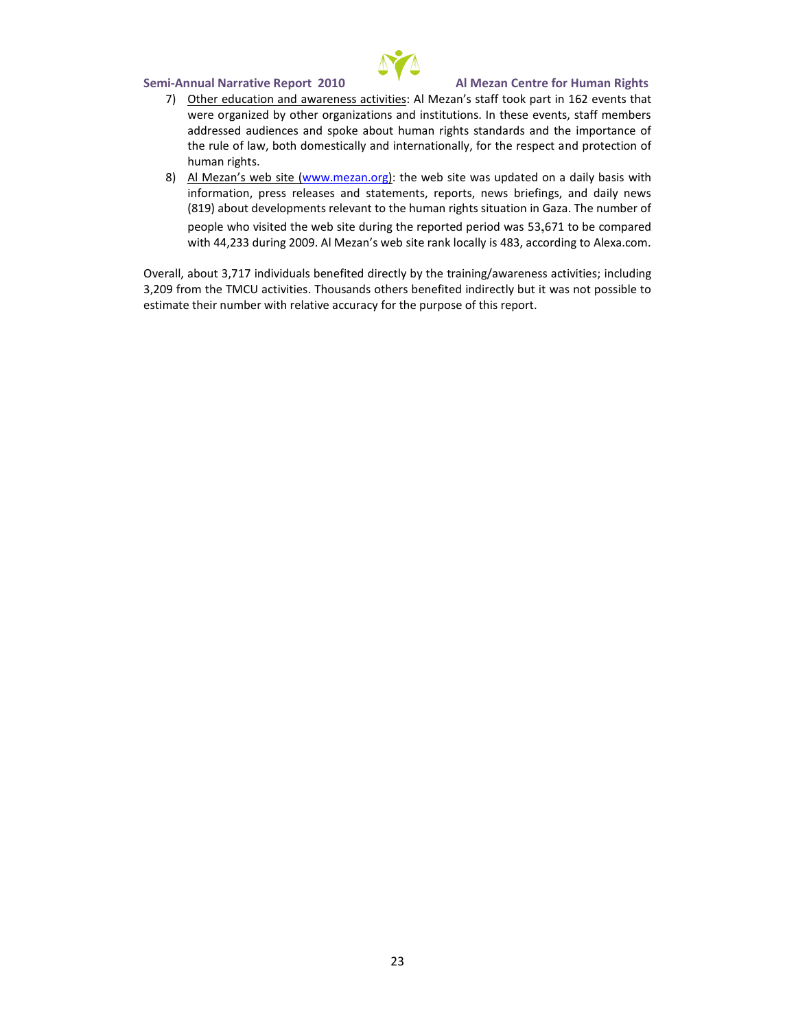7) Other education and awareness activities: Al Mezan's staff took part in 162 events that were organized by other organizations and institutions. In these events, staff members addressed audiences and spoke about human rights standards and the importance of the rule of law, both domestically and internationally, for the respect and protection of human rights.
8) Al Mezan's web site (www.mezan.org): the web site was updated on a daily basis with information, press releases and statements, reports, news briefings, and daily news (819) about developments relevant to the human rights situation in Gaza. The number of people who visited the web site during the reported period was 53,671 to be compared with 44,233 during 2009. Al Mezan's web site rank locally is 483, according to Alexa.com.

Overall, about 3,717 individuals benefited directly by the training/awareness activities; including 3,209 from the TMCU activities. Thousands others benefited indirectly but it was not possible to estimate their number with relative accuracy for the purpose of this report.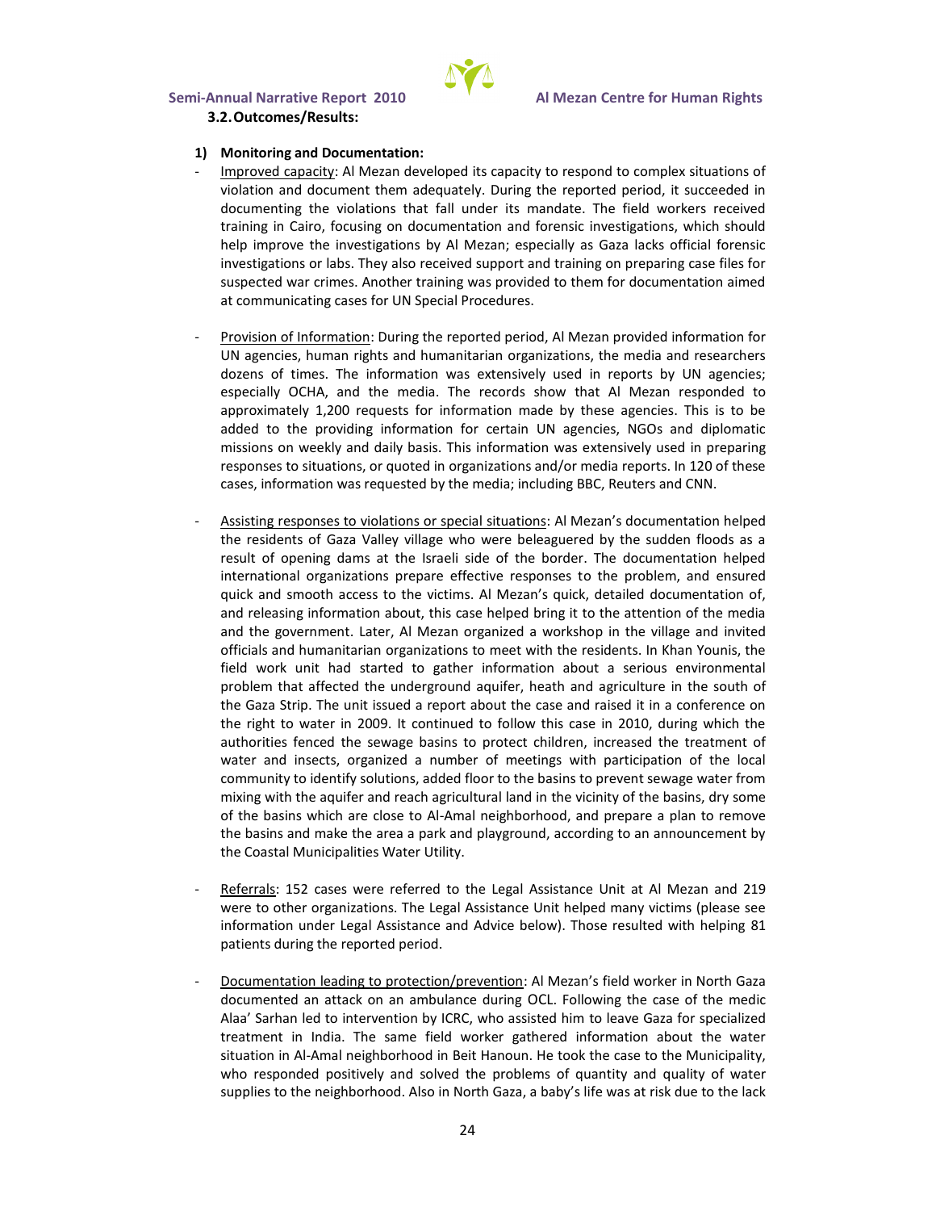### 3.2. Outcomes/Results:

**1) Monitoring and Documentation:**

- Improved capacity: Al Mezan developed its capacity to respond to complex situations of violation and document them adequately. During the reported period, it succeeded in documenting the violations that fall under its mandate. The field workers received training in Cairo, focusing on documentation and forensic investigations, which should help improve the investigations by Al Mezan; especially as Gaza lacks official forensic investigations or labs. They also received support and training on preparing case files for suspected war crimes. Another training was provided to them for documentation aimed at communicating cases for UN Special Procedures.

- Provision of Information: During the reported period, Al Mezan provided information for UN agencies, human rights and humanitarian organizations, the media and researchers dozens of times. The information was extensively used in reports by UN agencies; especially OCHA, and the media. The records show that Al Mezan responded to approximately 1,200 requests for information made by these agencies. This is to be added to the providing information for certain UN agencies, NGOs and diplomatic missions on weekly and daily basis. This information was extensively used in preparing responses to situations, or quoted in organizations and/or media reports. In 120 of these cases, information was requested by the media; including BBC, Reuters and CNN.

- Assisting responses to violations or special situations: Al Mezan's documentation helped the residents of Gaza Valley village who were beleaguered by the sudden floods as a result of opening dams at the Israeli side of the border. The documentation helped international organizations prepare effective responses to the problem, and ensured quick and smooth access to the victims. Al Mezan's quick, detailed documentation of, and releasing information about, this case helped bring it to the attention of the media and the government. Later, Al Mezan organized a workshop in the village and invited officials and humanitarian organizations to meet with the residents. In Khan Younis, the field work unit had started to gather information about a serious environmental problem that affected the underground aquifer, heath and agriculture in the south of the Gaza Strip. The unit issued a report about the case and raised it in a conference on the right to water in 2009. It continued to follow this case in 2010, during which the authorities fenced the sewage basins to protect children, increased the treatment of water and insects, organized a number of meetings with participation of the local community to identify solutions, added floor to the basins to prevent sewage water from mixing with the aquifer and reach agricultural land in the vicinity of the basins, dry some of the basins which are close to Al-Amal neighborhood, and prepare a plan to remove the basins and make the area a park and playground, according to an announcement by the Coastal Municipalities Water Utility.

- Referrals: 152 cases were referred to the Legal Assistance Unit at Al Mezan and 219 were to other organizations. The Legal Assistance Unit helped many victims (please see information under Legal Assistance and Advice below). Those resulted with helping 81 patients during the reported period.

- Documentation leading to protection/prevention: Al Mezan's field worker in North Gaza documented an attack on an ambulance during OCL. Following the case of the medic Alaa' Sarhan led to intervention by ICRC, who assisted him to leave Gaza for specialized treatment in India. The same field worker gathered information about the water situation in Al-Amal neighborhood in Beit Hanoun. He took the case to the Municipality, who responded positively and solved the problems of quantity and quality of water supplies to the neighborhood. Also in North Gaza, a baby's life was at risk due to the lack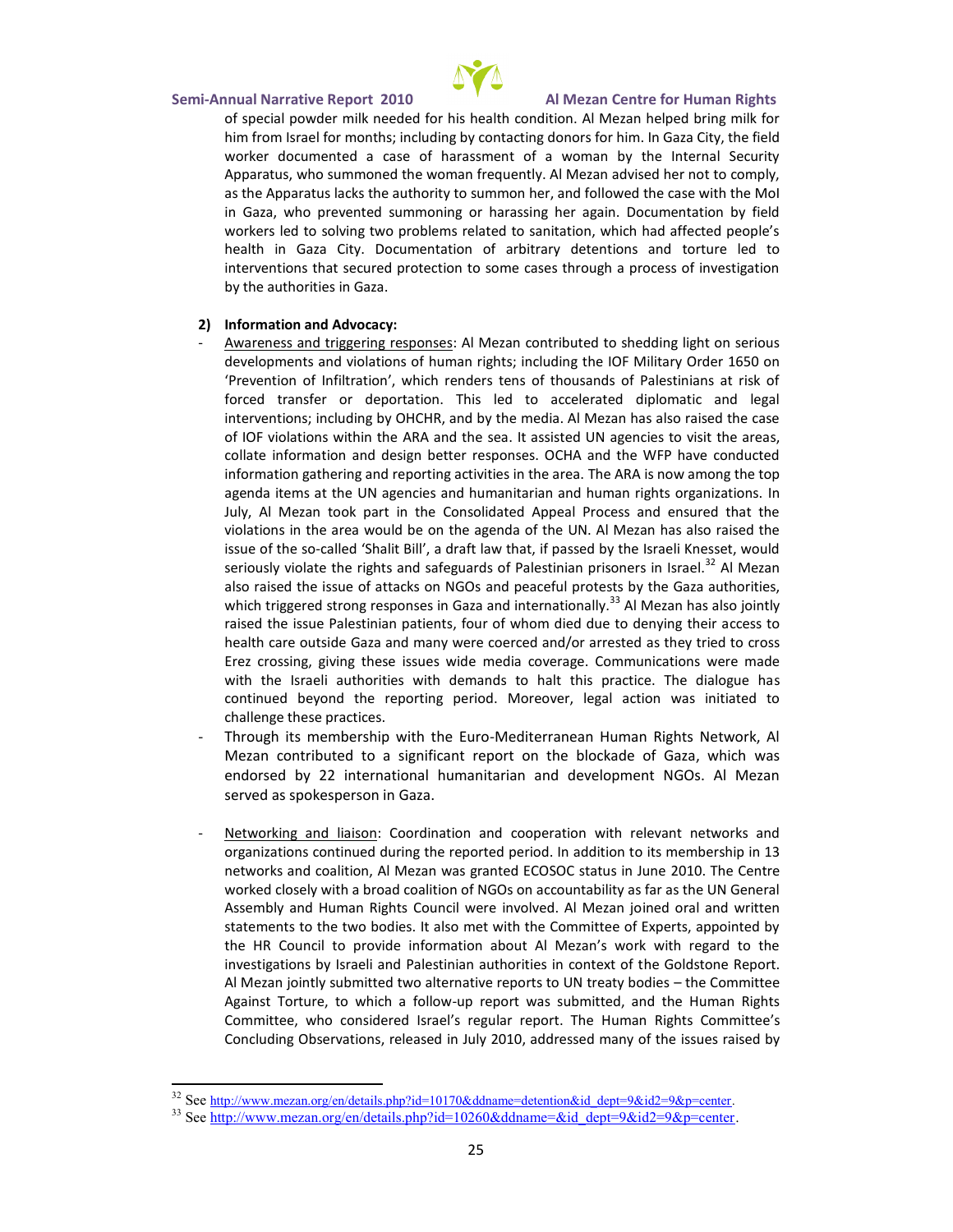of special powder milk needed for his health condition. Al Mezan helped bring milk for him from Israel for months; including by contacting donors for him. In Gaza City, the field worker documented a case of harassment of a woman by the Internal Security Apparatus, who summoned the woman frequently. Al Mezan advised her not to comply, as the Apparatus lacks the authority to summon her, and followed the case with the MoI in Gaza, who prevented summoning or harassing her again. Documentation by field workers led to solving two problems related to sanitation, which had affected people's health in Gaza City. Documentation of arbitrary detentions and torture led to interventions that secured protection to some cases through a process of investigation by the authorities in Gaza.

**2) Information and Advocacy:**

- Awareness and triggering responses: Al Mezan contributed to shedding light on serious developments and violations of human rights; including the IOF Military Order 1650 on 'Prevention of Infiltration', which renders tens of thousands of Palestinians at risk of forced transfer or deportation. This led to accelerated diplomatic and legal interventions; including by OHCHR, and by the media. Al Mezan has also raised the case of IOF violations within the ARA and the sea. It assisted UN agencies to visit the areas, collate information and design better responses. OCHA and the WFP have conducted information gathering and reporting activities in the area. The ARA is now among the top agenda items at the UN agencies and humanitarian and human rights organizations. In July, Al Mezan took part in the Consolidated Appeal Process and ensured that the violations in the area would be on the agenda of the UN. Al Mezan has also raised the issue of the so-called 'Shalit Bill', a draft law that, if passed by the Israeli Knesset, would seriously violate the rights and safeguards of Palestinian prisoners in Israel.[32] Al Mezan also raised the issue of attacks on NGOs and peaceful protests by the Gaza authorities, which triggered strong responses in Gaza and internationally.[33] Al Mezan has also jointly raised the issue Palestinian patients, four of whom died due to denying their access to health care outside Gaza and many were coerced and/or arrested as they tried to cross Erez crossing, giving these issues wide media coverage. Communications were made with the Israeli authorities with demands to halt this practice. The dialogue has continued beyond the reporting period. Moreover, legal action was initiated to challenge these practices.
- Through its membership with the Euro-Mediterranean Human Rights Network, Al Mezan contributed to a significant report on the blockade of Gaza, which was endorsed by 22 international humanitarian and development NGOs. Al Mezan served as spokesperson in Gaza.
- Networking and liaison: Coordination and cooperation with relevant networks and organizations continued during the reported period. In addition to its membership in 13 networks and coalition, Al Mezan was granted ECOSOC status in June 2010. The Centre worked closely with a broad coalition of NGOs on accountability as far as the UN General Assembly and Human Rights Council were involved. Al Mezan joined oral and written statements to the two bodies. It also met with the Committee of Experts, appointed by the HR Council to provide information about Al Mezan's work with regard to the investigations by Israeli and Palestinian authorities in context of the Goldstone Report. Al Mezan jointly submitted two alternative reports to UN treaty bodies – the Committee Against Torture, to which a follow-up report was submitted, and the Human Rights Committee, who considered Israel's regular report. The Human Rights Committee's Concluding Observations, released in July 2010, addressed many of the issues raised by

---

[32] See http://www.mezan.org/en/details.php?id=10170&ddname=detention&id_dept=9&id2=9&p=center.

[33] See http://www.mezan.org/en/details.php?id=10260&ddname=&id_dept=9&id2=9&p=center.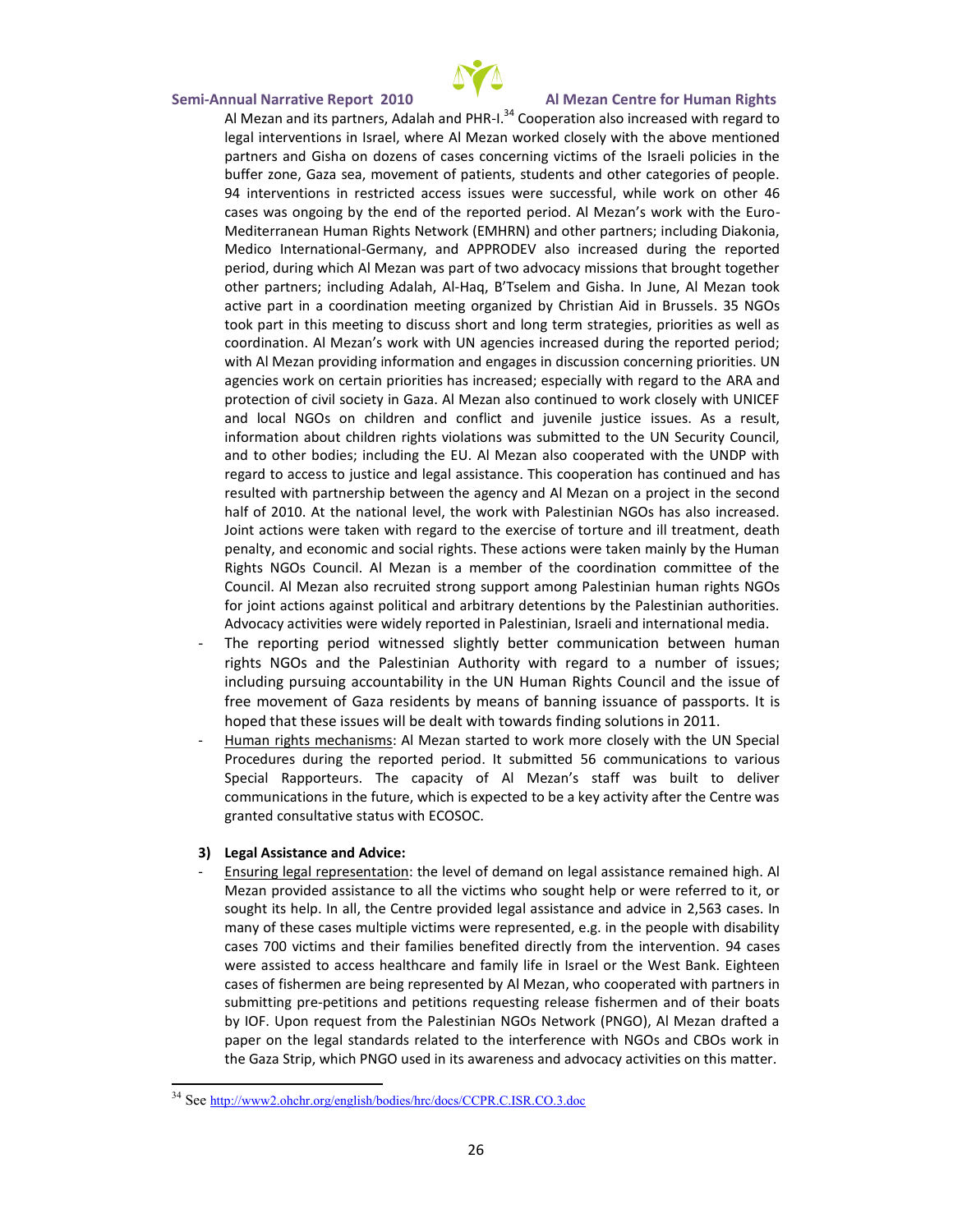Al Mezan and its partners, Adalah and PHR-I.[34] Cooperation also increased with regard to legal interventions in Israel, where Al Mezan worked closely with the above mentioned partners and Gisha on dozens of cases concerning victims of the Israeli policies in the buffer zone, Gaza sea, movement of patients, students and other categories of people. 94 interventions in restricted access issues were successful, while work on other 46 cases was ongoing by the end of the reported period. Al Mezan's work with the Euro-Mediterranean Human Rights Network (EMHRN) and other partners; including Diakonia, Medico International-Germany, and APPRODEV also increased during the reported period, during which Al Mezan was part of two advocacy missions that brought together other partners; including Adalah, Al-Haq, B'Tselem and Gisha. In June, Al Mezan took active part in a coordination meeting organized by Christian Aid in Brussels. 35 NGOs took part in this meeting to discuss short and long term strategies, priorities as well as coordination. Al Mezan's work with UN agencies increased during the reported period; with Al Mezan providing information and engages in discussion concerning priorities. UN agencies work on certain priorities has increased; especially with regard to the ARA and protection of civil society in Gaza. Al Mezan also continued to work closely with UNICEF and local NGOs on children and conflict and juvenile justice issues. As a result, information about children rights violations was submitted to the UN Security Council, and to other bodies; including the EU. Al Mezan also cooperated with the UNDP with regard to access to justice and legal assistance. This cooperation has continued and has resulted with partnership between the agency and Al Mezan on a project in the second half of 2010. At the national level, the work with Palestinian NGOs has also increased. Joint actions were taken with regard to the exercise of torture and ill treatment, death penalty, and economic and social rights. These actions were taken mainly by the Human Rights NGOs Council. Al Mezan is a member of the coordination committee of the Council. Al Mezan also recruited strong support among Palestinian human rights NGOs for joint actions against political and arbitrary detentions by the Palestinian authorities. Advocacy activities were widely reported in Palestinian, Israeli and international media.

- The reporting period witnessed slightly better communication between human rights NGOs and the Palestinian Authority with regard to a number of issues; including pursuing accountability in the UN Human Rights Council and the issue of free movement of Gaza residents by means of banning issuance of passports. It is hoped that these issues will be dealt with towards finding solutions in 2011.
- Human rights mechanisms: Al Mezan started to work more closely with the UN Special Procedures during the reported period. It submitted 56 communications to various Special Rapporteurs. The capacity of Al Mezan's staff was built to deliver communications in the future, which is expected to be a key activity after the Centre was granted consultative status with ECOSOC.

**3) Legal Assistance and Advice:**

- Ensuring legal representation: the level of demand on legal assistance remained high. Al Mezan provided assistance to all the victims who sought help or were referred to it, or sought its help. In all, the Centre provided legal assistance and advice in 2,563 cases. In many of these cases multiple victims were represented, e.g. in the people with disability cases 700 victims and their families benefited directly from the intervention. 94 cases were assisted to access healthcare and family life in Israel or the West Bank. Eighteen cases of fishermen are being represented by Al Mezan, who cooperated with partners in submitting pre-petitions and petitions requesting release fishermen and of their boats by IOF. Upon request from the Palestinian NGOs Network (PNGO), Al Mezan drafted a paper on the legal standards related to the interference with NGOs and CBOs work in the Gaza Strip, which PNGO used in its awareness and advocacy activities on this matter.

[34] See http://www2.ohchr.org/english/bodies/hrc/docs/CCPR.C.ISR.CO.3.doc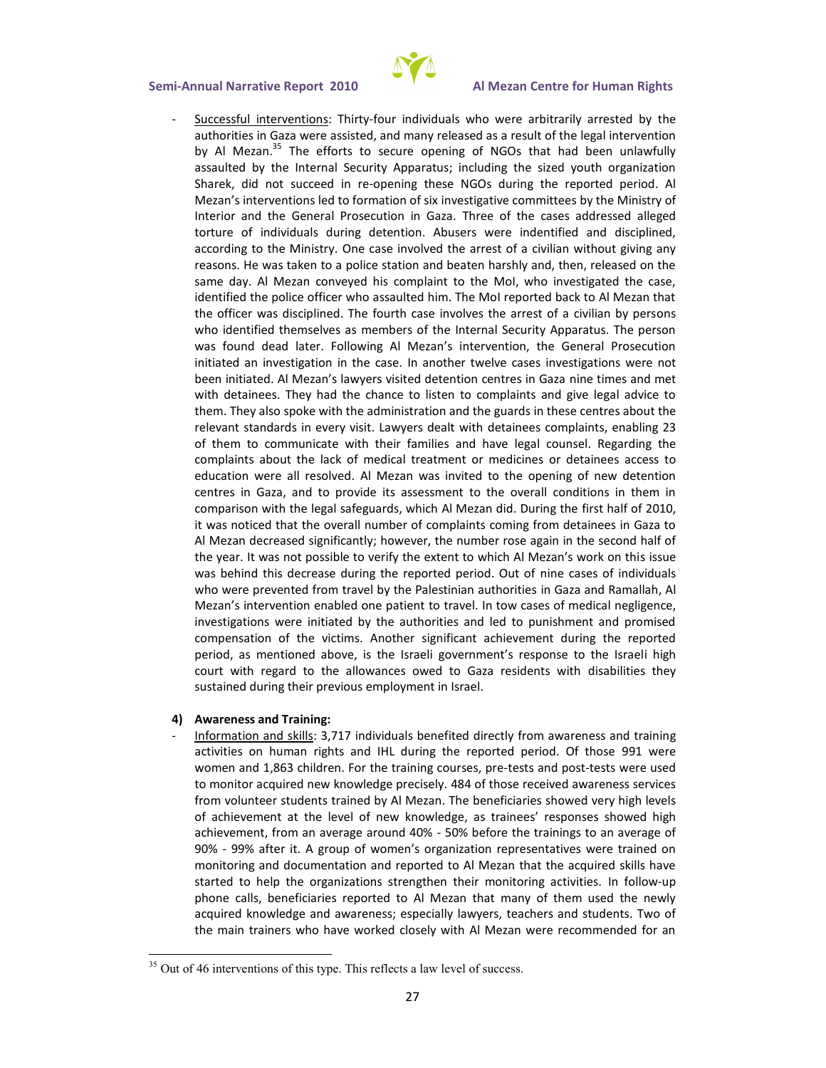- Successful interventions: Thirty-four individuals who were arbitrarily arrested by the authorities in Gaza were assisted, and many released as a result of the legal intervention by Al Mezan.[35] The efforts to secure opening of NGOs that had been unlawfully assaulted by the Internal Security Apparatus; including the sized youth organization Sharek, did not succeed in re-opening these NGOs during the reported period. Al Mezan's interventions led to formation of six investigative committees by the Ministry of Interior and the General Prosecution in Gaza. Three of the cases addressed alleged torture of individuals during detention. Abusers were indentified and disciplined, according to the Ministry. One case involved the arrest of a civilian without giving any reasons. He was taken to a police station and beaten harshly and, then, released on the same day. Al Mezan conveyed his complaint to the MoI, who investigated the case, identified the police officer who assaulted him. The MoI reported back to Al Mezan that the officer was disciplined. The fourth case involves the arrest of a civilian by persons who identified themselves as members of the Internal Security Apparatus. The person was found dead later. Following Al Mezan's intervention, the General Prosecution initiated an investigation in the case. In another twelve cases investigations were not been initiated. Al Mezan's lawyers visited detention centres in Gaza nine times and met with detainees. They had the chance to listen to complaints and give legal advice to them. They also spoke with the administration and the guards in these centres about the relevant standards in every visit. Lawyers dealt with detainees complaints, enabling 23 of them to communicate with their families and have legal counsel. Regarding the complaints about the lack of medical treatment or medicines or detainees access to education were all resolved. Al Mezan was invited to the opening of new detention centres in Gaza, and to provide its assessment to the overall conditions in them in comparison with the legal safeguards, which Al Mezan did. During the first half of 2010, it was noticed that the overall number of complaints coming from detainees in Gaza to Al Mezan decreased significantly; however, the number rose again in the second half of the year. It was not possible to verify the extent to which Al Mezan's work on this issue was behind this decrease during the reported period. Out of nine cases of individuals who were prevented from travel by the Palestinian authorities in Gaza and Ramallah, Al Mezan's intervention enabled one patient to travel. In tow cases of medical negligence, investigations were initiated by the authorities and led to punishment and promised compensation of the victims. Another significant achievement during the reported period, as mentioned above, is the Israeli government's response to the Israeli high court with regard to the allowances owed to Gaza residents with disabilities they sustained during their previous employment in Israel.

**4) Awareness and Training:**

- Information and skills: 3,717 individuals benefited directly from awareness and training activities on human rights and IHL during the reported period. Of those 991 were women and 1,863 children. For the training courses, pre-tests and post-tests were used to monitor acquired new knowledge precisely. 484 of those received awareness services from volunteer students trained by Al Mezan. The beneficiaries showed very high levels of achievement at the level of new knowledge, as trainees' responses showed high achievement, from an average around 40% - 50% before the trainings to an average of 90% - 99% after it. A group of women's organization representatives were trained on monitoring and documentation and reported to Al Mezan that the acquired skills have started to help the organizations strengthen their monitoring activities. In follow-up phone calls, beneficiaries reported to Al Mezan that many of them used the newly acquired knowledge and awareness; especially lawyers, teachers and students. Two of the main trainers who have worked closely with Al Mezan were recommended for an

[35] Out of 46 interventions of this type. This reflects a law level of success.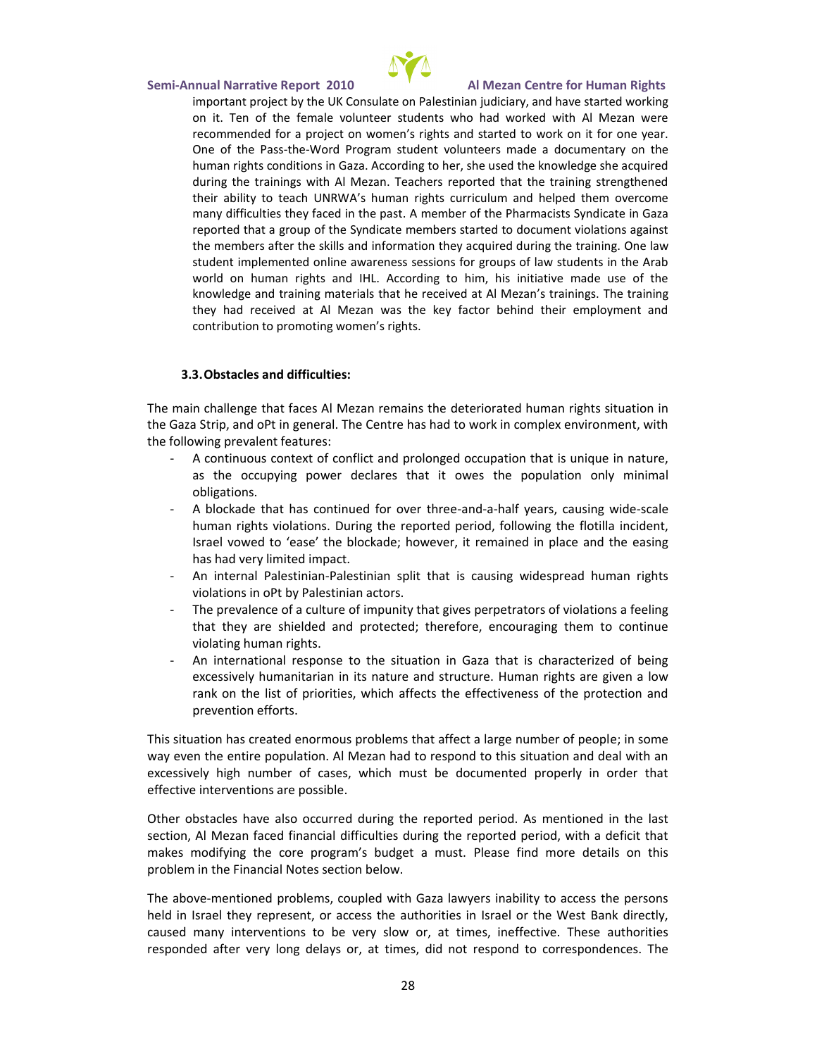important project by the UK Consulate on Palestinian judiciary, and have started working on it. Ten of the female volunteer students who had worked with Al Mezan were recommended for a project on women's rights and started to work on it for one year. One of the Pass-the-Word Program student volunteers made a documentary on the human rights conditions in Gaza. According to her, she used the knowledge she acquired during the trainings with Al Mezan. Teachers reported that the training strengthened their ability to teach UNRWA's human rights curriculum and helped them overcome many difficulties they faced in the past. A member of the Pharmacists Syndicate in Gaza reported that a group of the Syndicate members started to document violations against the members after the skills and information they acquired during the training. One law student implemented online awareness sessions for groups of law students in the Arab world on human rights and IHL. According to him, his initiative made use of the knowledge and training materials that he received at Al Mezan's trainings. The training they had received at Al Mezan was the key factor behind their employment and contribution to promoting women's rights.

### 3.3. Obstacles and difficulties:

The main challenge that faces Al Mezan remains the deteriorated human rights situation in the Gaza Strip, and oPt in general. The Centre has had to work in complex environment, with the following prevalent features:

- A continuous context of conflict and prolonged occupation that is unique in nature, as the occupying power declares that it owes the population only minimal obligations.
- A blockade that has continued for over three-and-a-half years, causing wide-scale human rights violations. During the reported period, following the flotilla incident, Israel vowed to 'ease' the blockade; however, it remained in place and the easing has had very limited impact.
- An internal Palestinian-Palestinian split that is causing widespread human rights violations in oPt by Palestinian actors.
- The prevalence of a culture of impunity that gives perpetrators of violations a feeling that they are shielded and protected; therefore, encouraging them to continue violating human rights.
- An international response to the situation in Gaza that is characterized of being excessively humanitarian in its nature and structure. Human rights are given a low rank on the list of priorities, which affects the effectiveness of the protection and prevention efforts.

This situation has created enormous problems that affect a large number of people; in some way even the entire population. Al Mezan had to respond to this situation and deal with an excessively high number of cases, which must be documented properly in order that effective interventions are possible.

Other obstacles have also occurred during the reported period. As mentioned in the last section, Al Mezan faced financial difficulties during the reported period, with a deficit that makes modifying the core program's budget a must. Please find more details on this problem in the Financial Notes section below.

The above-mentioned problems, coupled with Gaza lawyers inability to access the persons held in Israel they represent, or access the authorities in Israel or the West Bank directly, caused many interventions to be very slow or, at times, ineffective. These authorities responded after very long delays or, at times, did not respond to correspondences. The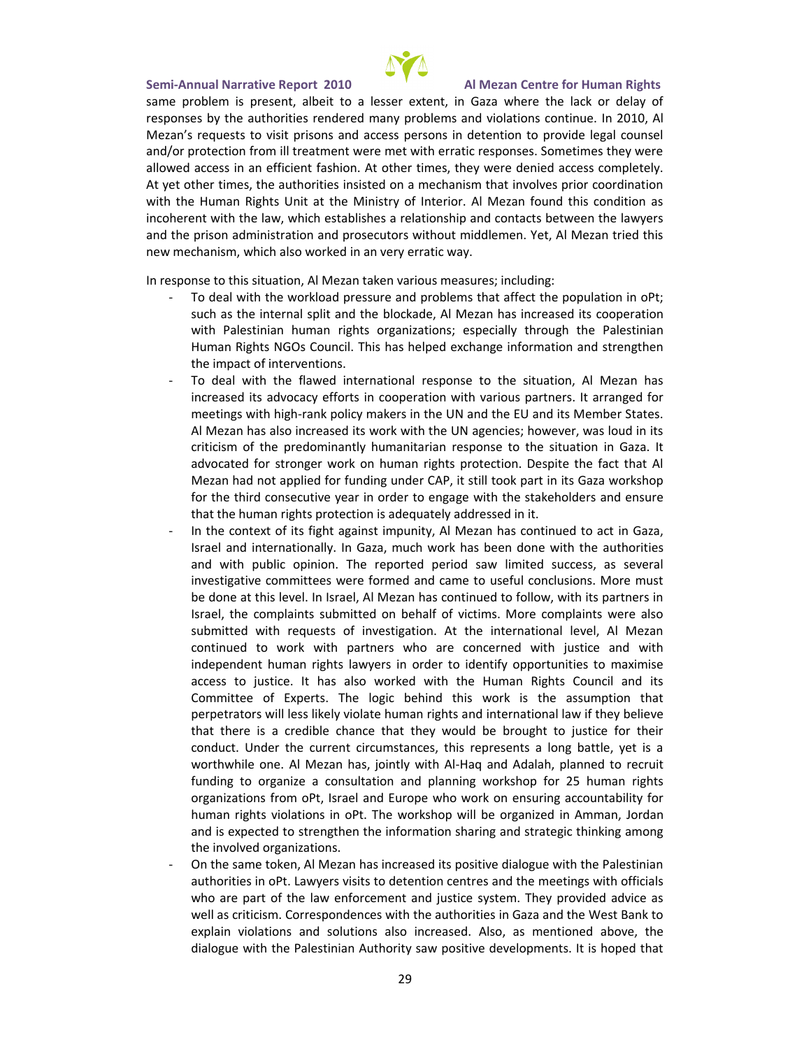same problem is present, albeit to a lesser extent, in Gaza where the lack or delay of responses by the authorities rendered many problems and violations continue. In 2010, Al Mezan's requests to visit prisons and access persons in detention to provide legal counsel and/or protection from ill treatment were met with erratic responses. Sometimes they were allowed access in an efficient fashion. At other times, they were denied access completely. At yet other times, the authorities insisted on a mechanism that involves prior coordination with the Human Rights Unit at the Ministry of Interior. Al Mezan found this condition as incoherent with the law, which establishes a relationship and contacts between the lawyers and the prison administration and prosecutors without middlemen. Yet, Al Mezan tried this new mechanism, which also worked in an very erratic way.

In response to this situation, Al Mezan taken various measures; including:

- To deal with the workload pressure and problems that affect the population in oPt; such as the internal split and the blockade, Al Mezan has increased its cooperation with Palestinian human rights organizations; especially through the Palestinian Human Rights NGOs Council. This has helped exchange information and strengthen the impact of interventions.
- To deal with the flawed international response to the situation, Al Mezan has increased its advocacy efforts in cooperation with various partners. It arranged for meetings with high-rank policy makers in the UN and the EU and its Member States. Al Mezan has also increased its work with the UN agencies; however, was loud in its criticism of the predominantly humanitarian response to the situation in Gaza. It advocated for stronger work on human rights protection. Despite the fact that Al Mezan had not applied for funding under CAP, it still took part in its Gaza workshop for the third consecutive year in order to engage with the stakeholders and ensure that the human rights protection is adequately addressed in it.
- In the context of its fight against impunity, Al Mezan has continued to act in Gaza, Israel and internationally. In Gaza, much work has been done with the authorities and with public opinion. The reported period saw limited success, as several investigative committees were formed and came to useful conclusions. More must be done at this level. In Israel, Al Mezan has continued to follow, with its partners in Israel, the complaints submitted on behalf of victims. More complaints were also submitted with requests of investigation. At the international level, Al Mezan continued to work with partners who are concerned with justice and with independent human rights lawyers in order to identify opportunities to maximise access to justice. It has also worked with the Human Rights Council and its Committee of Experts. The logic behind this work is the assumption that perpetrators will less likely violate human rights and international law if they believe that there is a credible chance that they would be brought to justice for their conduct. Under the current circumstances, this represents a long battle, yet is a worthwhile one. Al Mezan has, jointly with Al-Haq and Adalah, planned to recruit funding to organize a consultation and planning workshop for 25 human rights organizations from oPt, Israel and Europe who work on ensuring accountability for human rights violations in oPt. The workshop will be organized in Amman, Jordan and is expected to strengthen the information sharing and strategic thinking among the involved organizations.
- On the same token, Al Mezan has increased its positive dialogue with the Palestinian authorities in oPt. Lawyers visits to detention centres and the meetings with officials who are part of the law enforcement and justice system. They provided advice as well as criticism. Correspondences with the authorities in Gaza and the West Bank to explain violations and solutions also increased. Also, as mentioned above, the dialogue with the Palestinian Authority saw positive developments. It is hoped that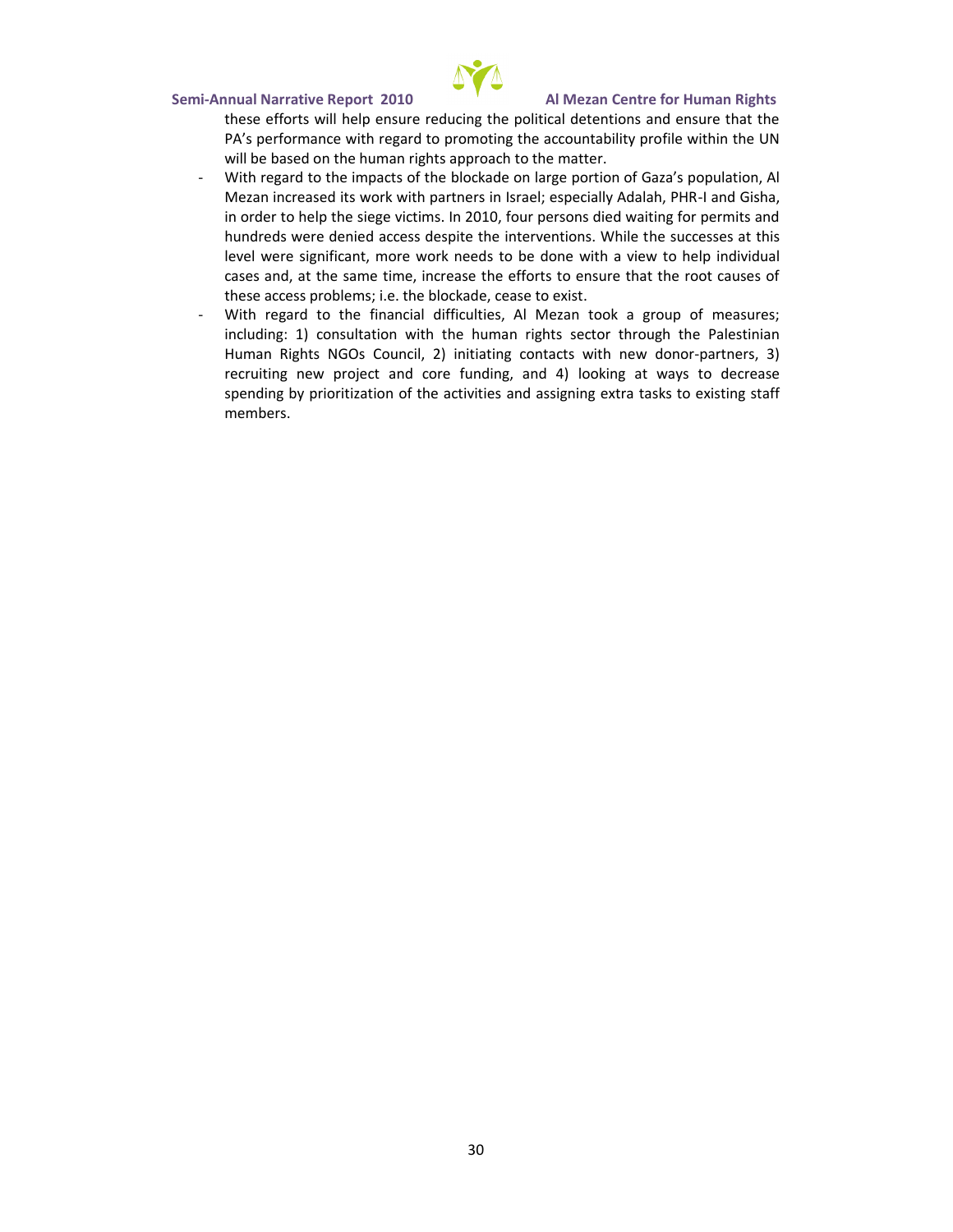these efforts will help ensure reducing the political detentions and ensure that the PA's performance with regard to promoting the accountability profile within the UN will be based on the human rights approach to the matter.

- With regard to the impacts of the blockade on large portion of Gaza's population, Al Mezan increased its work with partners in Israel; especially Adalah, PHR-I and Gisha, in order to help the siege victims. In 2010, four persons died waiting for permits and hundreds were denied access despite the interventions. While the successes at this level were significant, more work needs to be done with a view to help individual cases and, at the same time, increase the efforts to ensure that the root causes of these access problems; i.e. the blockade, cease to exist.
- With regard to the financial difficulties, Al Mezan took a group of measures; including: 1) consultation with the human rights sector through the Palestinian Human Rights NGOs Council, 2) initiating contacts with new donor-partners, 3) recruiting new project and core funding, and 4) looking at ways to decrease spending by prioritization of the activities and assigning extra tasks to existing staff members.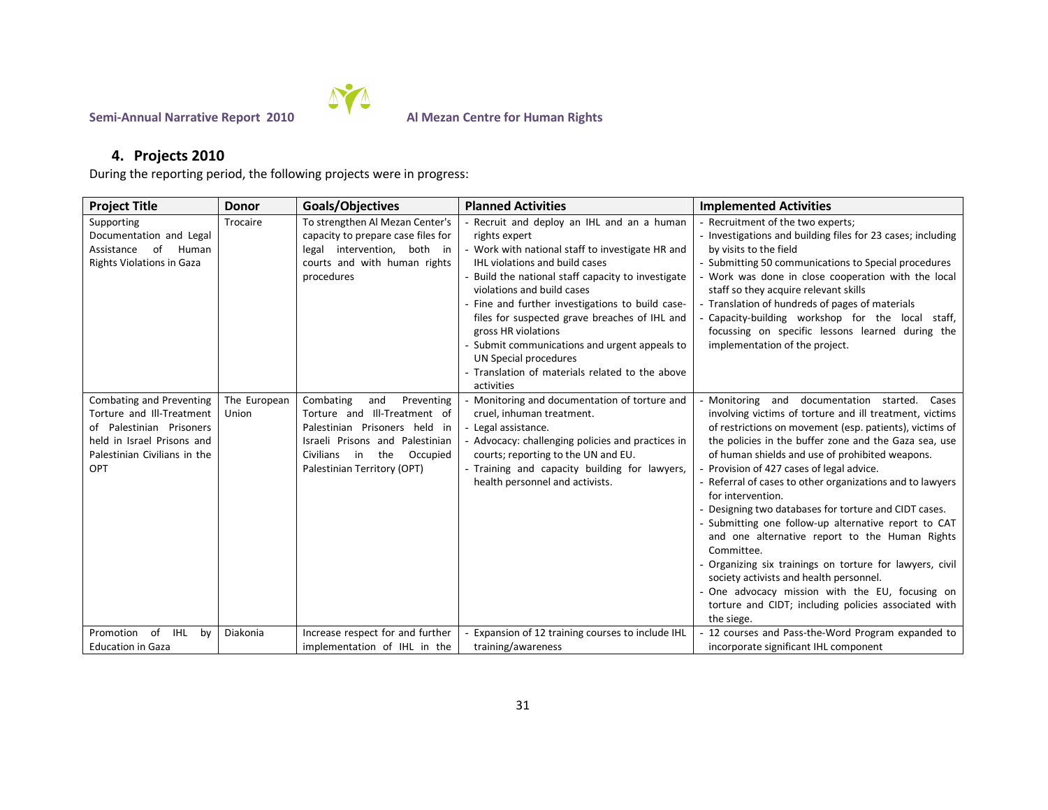## 4. Projects 2010

During the reporting period, the following projects were in progress:

| Project Title | Donor | Goals/Objectives | Planned Activities | Implemented Activities |
|---|---|---|---|---|
| Supporting Documentation and Legal Assistance of Human Rights Violations in Gaza | Trocaire | To strengthen Al Mezan Center's capacity to prepare case files for legal intervention, both in courts and with human rights procedures | - Recruit and deploy an IHL and an a human rights expert<br>- Work with national staff to investigate HR and IHL violations and build cases<br>- Build the national staff capacity to investigate violations and build cases<br>- Fine and further investigations to build case-files for suspected grave breaches of IHL and gross HR violations<br>- Submit communications and urgent appeals to UN Special procedures<br>- Translation of materials related to the above activities | - Recruitment of the two experts;<br>- Investigations and building files for 23 cases; including by visits to the field<br>- Submitting 50 communications to Special procedures<br>- Work was done in close cooperation with the local staff so they acquire relevant skills<br>- Translation of hundreds of pages of materials<br>- Capacity-building workshop for the local staff, focussing on specific lessons learned during the implementation of the project. |
| Combating and Preventing Torture and Ill-Treatment of Palestinian Prisoners held in Israel Prisons and Palestinian Civilians in the OPT | The European Union | Combating and Preventing Torture and Ill-Treatment of Palestinian Prisoners held in Israeli Prisons and Palestinian Civilians in the Occupied Palestinian Territory (OPT) | - Monitoring and documentation of torture and cruel, inhuman treatment.<br>- Legal assistance.<br>- Advocacy: challenging policies and practices in courts; reporting to the UN and EU.<br>- Training and capacity building for lawyers, health personnel and activists. | - Monitoring and documentation started. Cases involving victims of torture and ill treatment, victims of restrictions on movement (esp. patients), victims of the policies in the buffer zone and the Gaza sea, use of human shields and use of prohibited weapons.<br>- Provision of 427 cases of legal advice.<br>- Referral of cases to other organizations and to lawyers for intervention.<br>- Designing two databases for torture and CIDT cases.<br>- Submitting one follow-up alternative report to CAT and one alternative report to the Human Rights Committee.<br>- Organizing six trainings on torture for lawyers, civil society activists and health personnel.<br>- One advocacy mission with the EU, focusing on torture and CIDT; including policies associated with the siege. |
| Promotion of IHL by Education in Gaza | Diakonia | Increase respect for and further implementation of IHL in the | - Expansion of 12 training courses to include IHL training/awareness | - 12 courses and Pass-the-Word Program expanded to incorporate significant IHL component |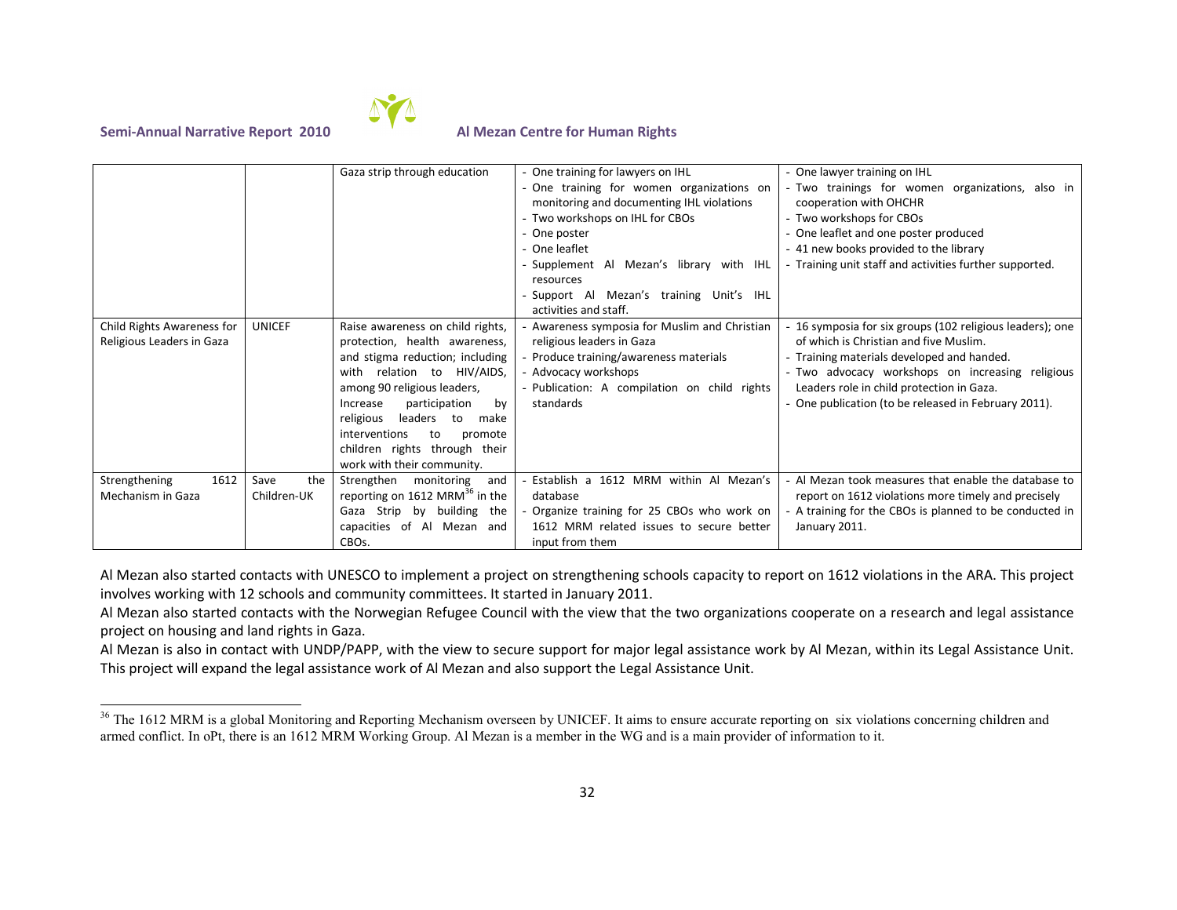| | | Gaza strip through education | - One training for lawyers on IHL<br>- One training for women organizations on monitoring and documenting IHL violations<br>- Two workshops on IHL for CBOs<br>- One poster<br>- One leaflet<br>- Supplement Al Mezan's library with IHL resources<br>- Support Al Mezan's training Unit's IHL activities and staff. | - One lawyer training on IHL<br>- Two trainings for women organizations, also in cooperation with OHCHR<br>- Two workshops for CBOs<br>- One leaflet and one poster produced<br>- 41 new books provided to the library<br>- Training unit staff and activities further supported. |
|---|---|---|---|---|
| Child Rights Awareness for Religious Leaders in Gaza | UNICEF | Raise awareness on child rights, protection, health awareness, and stigma reduction; including with relation to HIV/AIDS, among 90 religious leaders,<br>Increase participation by religious leaders to make interventions to promote children rights through their work with their community. | - Awareness symposia for Muslim and Christian religious leaders in Gaza<br>- Produce training/awareness materials<br>- Advocacy workshops<br>- Publication: A compilation on child rights standards | - 16 symposia for six groups (102 religious leaders); one of which is Christian and five Muslim.<br>- Training materials developed and handed.<br>- Two advocacy workshops on increasing religious Leaders role in child protection in Gaza.<br>- One publication (to be released in February 2011). |
| Strengthening 1612 Mechanism in Gaza | Save the Children-UK | Strengthen monitoring and reporting on 1612 MRM[36] in the Gaza Strip by building the capacities of Al Mezan and CBOs. | - Establish a 1612 MRM within Al Mezan's database<br>- Organize training for 25 CBOs who work on 1612 MRM related issues to secure better input from them | - Al Mezan took measures that enable the database to report on 1612 violations more timely and precisely<br>- A training for the CBOs is planned to be conducted in January 2011. |

Al Mezan also started contacts with UNESCO to implement a project on strengthening schools capacity to report on 1612 violations in the ARA. This project involves working with 12 schools and community committees. It started in January 2011.

Al Mezan also started contacts with the Norwegian Refugee Council with the view that the two organizations cooperate on a research and legal assistance project on housing and land rights in Gaza.

Al Mezan is also in contact with UNDP/PAPP, with the view to secure support for major legal assistance work by Al Mezan, within its Legal Assistance Unit. This project will expand the legal assistance work of Al Mezan and also support the Legal Assistance Unit.

---

[36] The 1612 MRM is a global Monitoring and Reporting Mechanism overseen by UNICEF. It aims to ensure accurate reporting on six violations concerning children and armed conflict. In oPt, there is an 1612 MRM Working Group. Al Mezan is a member in the WG and is a main provider of information to it.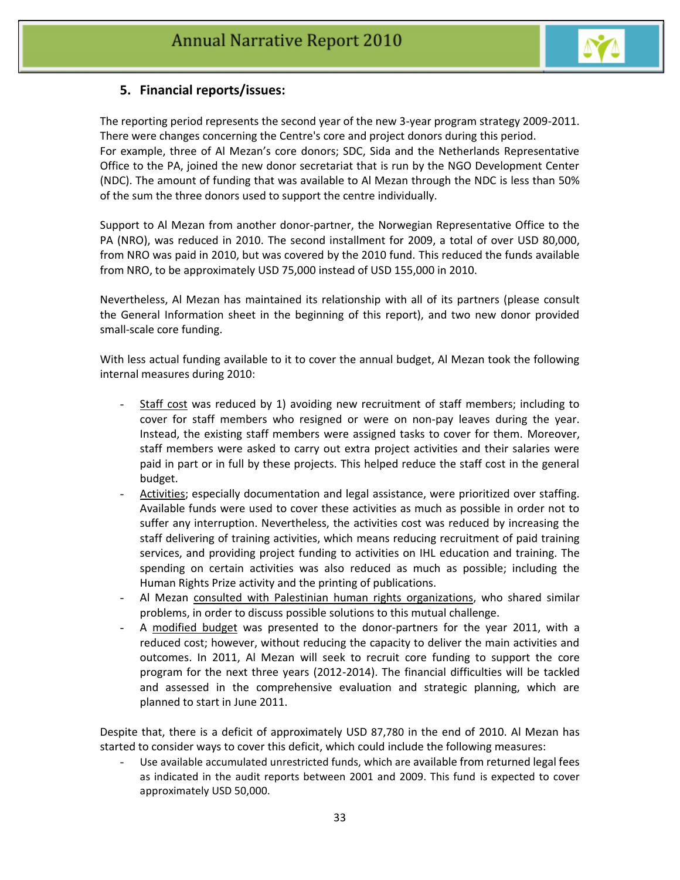## 5. Financial reports/issues:

The reporting period represents the second year of the new 3-year program strategy 2009-2011. There were changes concerning the Centre's core and project donors during this period.
For example, three of Al Mezan's core donors; SDC, Sida and the Netherlands Representative Office to the PA, joined the new donor secretariat that is run by the NGO Development Center (NDC). The amount of funding that was available to Al Mezan through the NDC is less than 50% of the sum the three donors used to support the centre individually.

Support to Al Mezan from another donor-partner, the Norwegian Representative Office to the PA (NRO), was reduced in 2010. The second installment for 2009, a total of over USD 80,000, from NRO was paid in 2010, but was covered by the 2010 fund. This reduced the funds available from NRO, to be approximately USD 75,000 instead of USD 155,000 in 2010.

Nevertheless, Al Mezan has maintained its relationship with all of its partners (please consult the General Information sheet in the beginning of this report), and two new donor provided small-scale core funding.

With less actual funding available to it to cover the annual budget, Al Mezan took the following internal measures during 2010:

- Staff cost was reduced by 1) avoiding new recruitment of staff members; including to cover for staff members who resigned or were on non-pay leaves during the year. Instead, the existing staff members were assigned tasks to cover for them. Moreover, staff members were asked to carry out extra project activities and their salaries were paid in part or in full by these projects. This helped reduce the staff cost in the general budget.
- Activities; especially documentation and legal assistance, were prioritized over staffing. Available funds were used to cover these activities as much as possible in order not to suffer any interruption. Nevertheless, the activities cost was reduced by increasing the staff delivering of training activities, which means reducing recruitment of paid training services, and providing project funding to activities on IHL education and training. The spending on certain activities was also reduced as much as possible; including the Human Rights Prize activity and the printing of publications.
- Al Mezan consulted with Palestinian human rights organizations, who shared similar problems, in order to discuss possible solutions to this mutual challenge.
- A modified budget was presented to the donor-partners for the year 2011, with a reduced cost; however, without reducing the capacity to deliver the main activities and outcomes. In 2011, Al Mezan will seek to recruit core funding to support the core program for the next three years (2012-2014). The financial difficulties will be tackled and assessed in the comprehensive evaluation and strategic planning, which are planned to start in June 2011.

Despite that, there is a deficit of approximately USD 87,780 in the end of 2010. Al Mezan has started to consider ways to cover this deficit, which could include the following measures:

- Use available accumulated unrestricted funds, which are available from returned legal fees as indicated in the audit reports between 2001 and 2009. This fund is expected to cover approximately USD 50,000.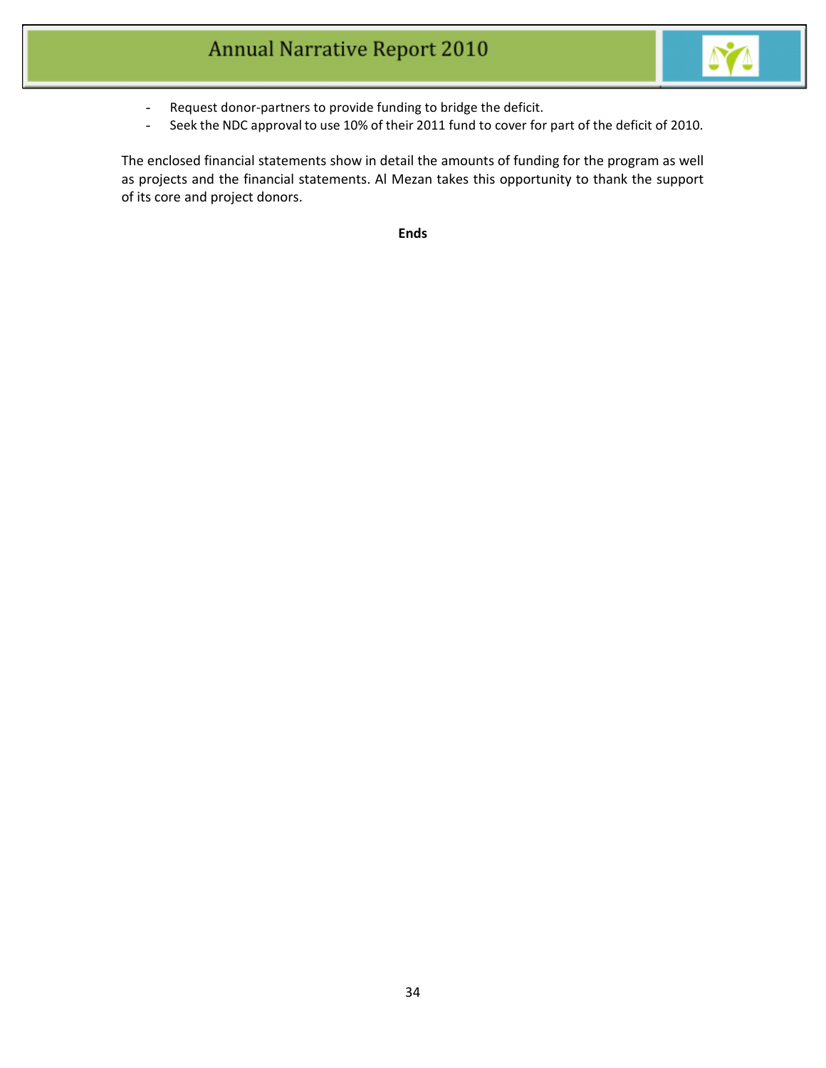- Request donor-partners to provide funding to bridge the deficit.
- Seek the NDC approval to use 10% of their 2011 fund to cover for part of the deficit of 2010.

The enclosed financial statements show in detail the amounts of funding for the program as well as projects and the financial statements. Al Mezan takes this opportunity to thank the support of its core and project donors.

**Ends**